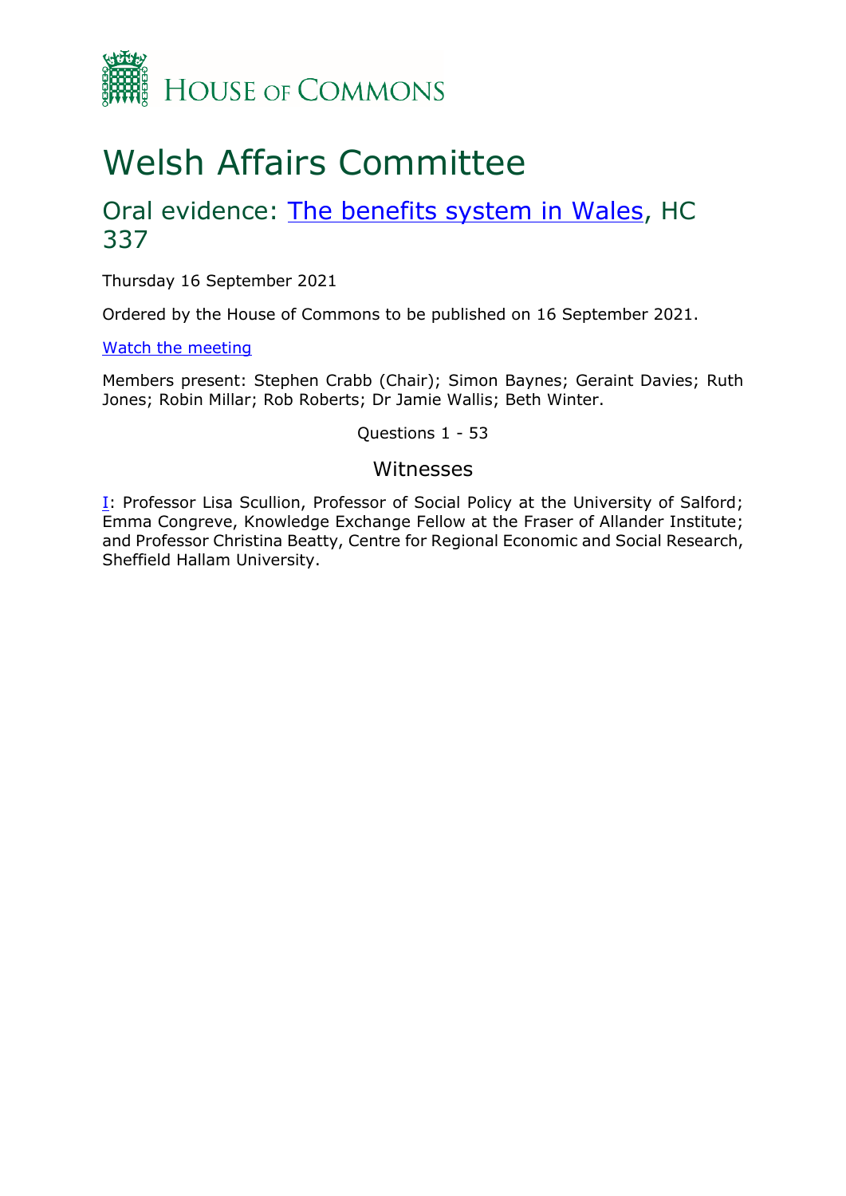HOUSE OF COMMONS

# Welsh Affairs Committee

## Oral evidence: [The benefits system in Wales](), HC 337

Thursday 16 September 2021

Ordered by the House of Commons to be published on 16 September 2021.

[Watch the meeting]()

Members present: Stephen Crabb (Chair); Simon Baynes; Geraint Davies; Ruth Jones; Robin Millar; Rob Roberts; Dr Jamie Wallis; Beth Winter.

Questions 1 - 53

### Witnesses

[I](): Professor Lisa Scullion, Professor of Social Policy at the University of Salford; Emma Congreve, Knowledge Exchange Fellow at the Fraser of Allander Institute; and Professor Christina Beatty, Centre for Regional Economic and Social Research, Sheffield Hallam University.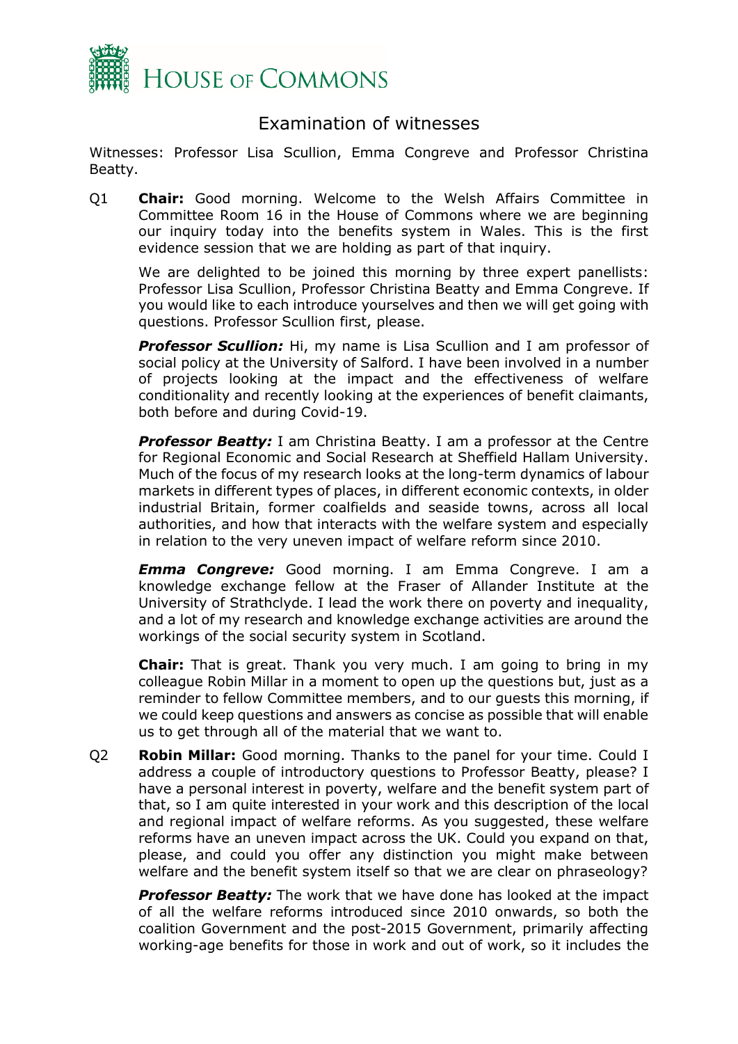# Examination of witnesses

Witnesses: Professor Lisa Scullion, Emma Congreve and Professor Christina Beatty.

Q1 **Chair:** Good morning. Welcome to the Welsh Affairs Committee in Committee Room 16 in the House of Commons where we are beginning our inquiry today into the benefits system in Wales. This is the first evidence session that we are holding as part of that inquiry.

We are delighted to be joined this morning by three expert panellists: Professor Lisa Scullion, Professor Christina Beatty and Emma Congreve. If you would like to each introduce yourselves and then we will get going with questions. Professor Scullion first, please.

***Professor Scullion:*** Hi, my name is Lisa Scullion and I am professor of social policy at the University of Salford. I have been involved in a number of projects looking at the impact and the effectiveness of welfare conditionality and recently looking at the experiences of benefit claimants, both before and during Covid-19.

***Professor Beatty:*** I am Christina Beatty. I am a professor at the Centre for Regional Economic and Social Research at Sheffield Hallam University. Much of the focus of my research looks at the long-term dynamics of labour markets in different types of places, in different economic contexts, in older industrial Britain, former coalfields and seaside towns, across all local authorities, and how that interacts with the welfare system and especially in relation to the very uneven impact of welfare reform since 2010.

***Emma Congreve:*** Good morning. I am Emma Congreve. I am a knowledge exchange fellow at the Fraser of Allander Institute at the University of Strathclyde. I lead the work there on poverty and inequality, and a lot of my research and knowledge exchange activities are around the workings of the social security system in Scotland.

**Chair:** That is great. Thank you very much. I am going to bring in my colleague Robin Millar in a moment to open up the questions but, just as a reminder to fellow Committee members, and to our guests this morning, if we could keep questions and answers as concise as possible that will enable us to get through all of the material that we want to.

Q2 **Robin Millar:** Good morning. Thanks to the panel for your time. Could I address a couple of introductory questions to Professor Beatty, please? I have a personal interest in poverty, welfare and the benefit system part of that, so I am quite interested in your work and this description of the local and regional impact of welfare reforms. As you suggested, these welfare reforms have an uneven impact across the UK. Could you expand on that, please, and could you offer any distinction you might make between welfare and the benefit system itself so that we are clear on phraseology?

***Professor Beatty:*** The work that we have done has looked at the impact of all the welfare reforms introduced since 2010 onwards, so both the coalition Government and the post-2015 Government, primarily affecting working-age benefits for those in work and out of work, so it includes the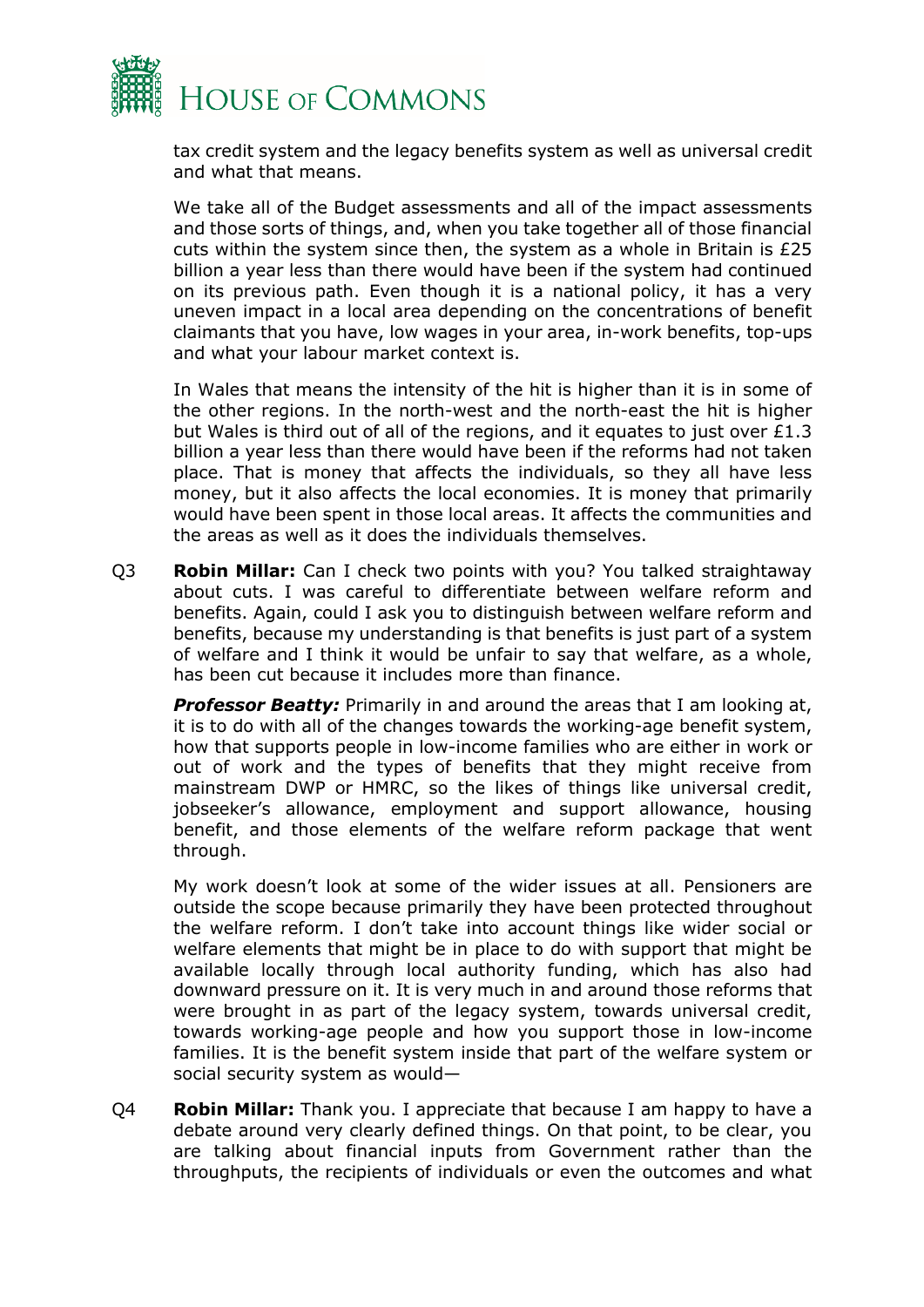tax credit system and the legacy benefits system as well as universal credit and what that means.

We take all of the Budget assessments and all of the impact assessments and those sorts of things, and, when you take together all of those financial cuts within the system since then, the system as a whole in Britain is £25 billion a year less than there would have been if the system had continued on its previous path. Even though it is a national policy, it has a very uneven impact in a local area depending on the concentrations of benefit claimants that you have, low wages in your area, in-work benefits, top-ups and what your labour market context is.

In Wales that means the intensity of the hit is higher than it is in some of the other regions. In the north-west and the north-east the hit is higher but Wales is third out of all of the regions, and it equates to just over £1.3 billion a year less than there would have been if the reforms had not taken place. That is money that affects the individuals, so they all have less money, but it also affects the local economies. It is money that primarily would have been spent in those local areas. It affects the communities and the areas as well as it does the individuals themselves.

Q3 **Robin Millar:** Can I check two points with you? You talked straightaway about cuts. I was careful to differentiate between welfare reform and benefits. Again, could I ask you to distinguish between welfare reform and benefits, because my understanding is that benefits is just part of a system of welfare and I think it would be unfair to say that welfare, as a whole, has been cut because it includes more than finance.

***Professor Beatty:*** Primarily in and around the areas that I am looking at, it is to do with all of the changes towards the working-age benefit system, how that supports people in low-income families who are either in work or out of work and the types of benefits that they might receive from mainstream DWP or HMRC, so the likes of things like universal credit, jobseeker's allowance, employment and support allowance, housing benefit, and those elements of the welfare reform package that went through.

My work doesn't look at some of the wider issues at all. Pensioners are outside the scope because primarily they have been protected throughout the welfare reform. I don't take into account things like wider social or welfare elements that might be in place to do with support that might be available locally through local authority funding, which has also had downward pressure on it. It is very much in and around those reforms that were brought in as part of the legacy system, towards universal credit, towards working-age people and how you support those in low-income families. It is the benefit system inside that part of the welfare system or social security system as would—

Q4 **Robin Millar:** Thank you. I appreciate that because I am happy to have a debate around very clearly defined things. On that point, to be clear, you are talking about financial inputs from Government rather than the throughputs, the recipients of individuals or even the outcomes and what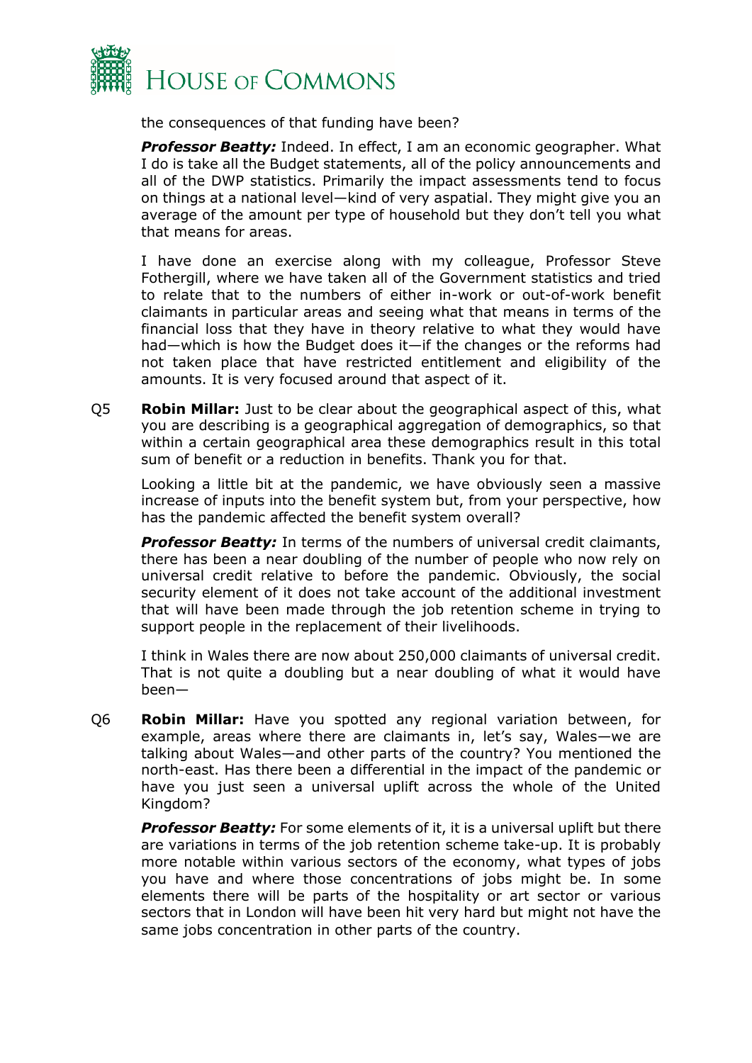the consequences of that funding have been?

***Professor Beatty:*** Indeed. In effect, I am an economic geographer. What I do is take all the Budget statements, all of the policy announcements and all of the DWP statistics. Primarily the impact assessments tend to focus on things at a national level—kind of very aspatial. They might give you an average of the amount per type of household but they don't tell you what that means for areas.

I have done an exercise along with my colleague, Professor Steve Fothergill, where we have taken all of the Government statistics and tried to relate that to the numbers of either in-work or out-of-work benefit claimants in particular areas and seeing what that means in terms of the financial loss that they have in theory relative to what they would have had—which is how the Budget does it—if the changes or the reforms had not taken place that have restricted entitlement and eligibility of the amounts. It is very focused around that aspect of it.

Q5 **Robin Millar:** Just to be clear about the geographical aspect of this, what you are describing is a geographical aggregation of demographics, so that within a certain geographical area these demographics result in this total sum of benefit or a reduction in benefits. Thank you for that.

Looking a little bit at the pandemic, we have obviously seen a massive increase of inputs into the benefit system but, from your perspective, how has the pandemic affected the benefit system overall?

***Professor Beatty:*** In terms of the numbers of universal credit claimants, there has been a near doubling of the number of people who now rely on universal credit relative to before the pandemic. Obviously, the social security element of it does not take account of the additional investment that will have been made through the job retention scheme in trying to support people in the replacement of their livelihoods.

I think in Wales there are now about 250,000 claimants of universal credit. That is not quite a doubling but a near doubling of what it would have been—

Q6 **Robin Millar:** Have you spotted any regional variation between, for example, areas where there are claimants in, let's say, Wales—we are talking about Wales—and other parts of the country? You mentioned the north-east. Has there been a differential in the impact of the pandemic or have you just seen a universal uplift across the whole of the United Kingdom?

***Professor Beatty:*** For some elements of it, it is a universal uplift but there are variations in terms of the job retention scheme take-up. It is probably more notable within various sectors of the economy, what types of jobs you have and where those concentrations of jobs might be. In some elements there will be parts of the hospitality or art sector or various sectors that in London will have been hit very hard but might not have the same jobs concentration in other parts of the country.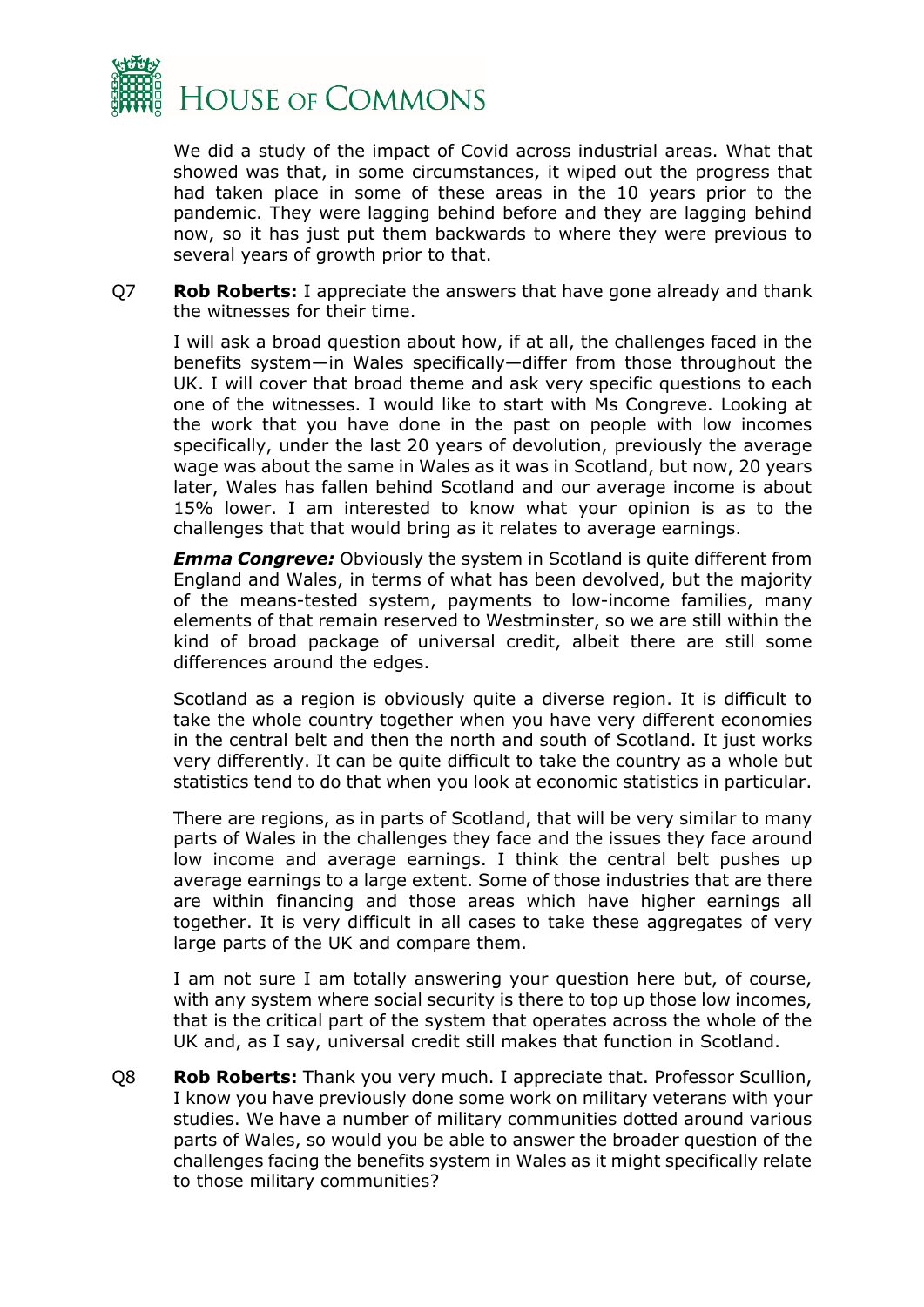We did a study of the impact of Covid across industrial areas. What that showed was that, in some circumstances, it wiped out the progress that had taken place in some of these areas in the 10 years prior to the pandemic. They were lagging behind before and they are lagging behind now, so it has just put them backwards to where they were previous to several years of growth prior to that.

Q7 **Rob Roberts:** I appreciate the answers that have gone already and thank the witnesses for their time.

I will ask a broad question about how, if at all, the challenges faced in the benefits system—in Wales specifically—differ from those throughout the UK. I will cover that broad theme and ask very specific questions to each one of the witnesses. I would like to start with Ms Congreve. Looking at the work that you have done in the past on people with low incomes specifically, under the last 20 years of devolution, previously the average wage was about the same in Wales as it was in Scotland, but now, 20 years later, Wales has fallen behind Scotland and our average income is about 15% lower. I am interested to know what your opinion is as to the challenges that that would bring as it relates to average earnings.

***Emma Congreve:*** Obviously the system in Scotland is quite different from England and Wales, in terms of what has been devolved, but the majority of the means-tested system, payments to low-income families, many elements of that remain reserved to Westminster, so we are still within the kind of broad package of universal credit, albeit there are still some differences around the edges.

Scotland as a region is obviously quite a diverse region. It is difficult to take the whole country together when you have very different economies in the central belt and then the north and south of Scotland. It just works very differently. It can be quite difficult to take the country as a whole but statistics tend to do that when you look at economic statistics in particular.

There are regions, as in parts of Scotland, that will be very similar to many parts of Wales in the challenges they face and the issues they face around low income and average earnings. I think the central belt pushes up average earnings to a large extent. Some of those industries that are there are within financing and those areas which have higher earnings all together. It is very difficult in all cases to take these aggregates of very large parts of the UK and compare them.

I am not sure I am totally answering your question here but, of course, with any system where social security is there to top up those low incomes, that is the critical part of the system that operates across the whole of the UK and, as I say, universal credit still makes that function in Scotland.

Q8 **Rob Roberts:** Thank you very much. I appreciate that. Professor Scullion, I know you have previously done some work on military veterans with your studies. We have a number of military communities dotted around various parts of Wales, so would you be able to answer the broader question of the challenges facing the benefits system in Wales as it might specifically relate to those military communities?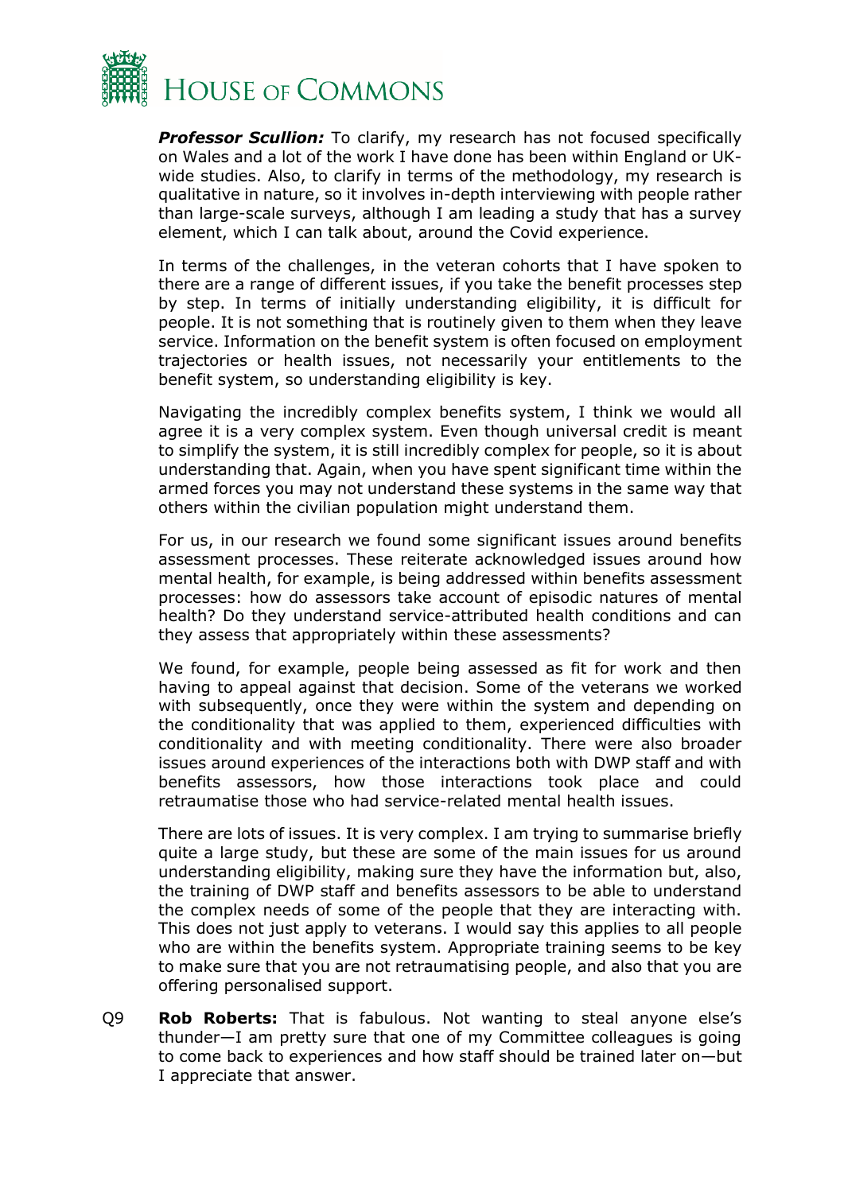***Professor Scullion:*** To clarify, my research has not focused specifically on Wales and a lot of the work I have done has been within England or UK-wide studies. Also, to clarify in terms of the methodology, my research is qualitative in nature, so it involves in-depth interviewing with people rather than large-scale surveys, although I am leading a study that has a survey element, which I can talk about, around the Covid experience.

In terms of the challenges, in the veteran cohorts that I have spoken to there are a range of different issues, if you take the benefit processes step by step. In terms of initially understanding eligibility, it is difficult for people. It is not something that is routinely given to them when they leave service. Information on the benefit system is often focused on employment trajectories or health issues, not necessarily your entitlements to the benefit system, so understanding eligibility is key.

Navigating the incredibly complex benefits system, I think we would all agree it is a very complex system. Even though universal credit is meant to simplify the system, it is still incredibly complex for people, so it is about understanding that. Again, when you have spent significant time within the armed forces you may not understand these systems in the same way that others within the civilian population might understand them.

For us, in our research we found some significant issues around benefits assessment processes. These reiterate acknowledged issues around how mental health, for example, is being addressed within benefits assessment processes: how do assessors take account of episodic natures of mental health? Do they understand service-attributed health conditions and can they assess that appropriately within these assessments?

We found, for example, people being assessed as fit for work and then having to appeal against that decision. Some of the veterans we worked with subsequently, once they were within the system and depending on the conditionality that was applied to them, experienced difficulties with conditionality and with meeting conditionality. There were also broader issues around experiences of the interactions both with DWP staff and with benefits assessors, how those interactions took place and could retraumatise those who had service-related mental health issues.

There are lots of issues. It is very complex. I am trying to summarise briefly quite a large study, but these are some of the main issues for us around understanding eligibility, making sure they have the information but, also, the training of DWP staff and benefits assessors to be able to understand the complex needs of some of the people that they are interacting with. This does not just apply to veterans. I would say this applies to all people who are within the benefits system. Appropriate training seems to be key to make sure that you are not retraumatising people, and also that you are offering personalised support.

Q9 **Rob Roberts:** That is fabulous. Not wanting to steal anyone else's thunder—I am pretty sure that one of my Committee colleagues is going to come back to experiences and how staff should be trained later on—but I appreciate that answer.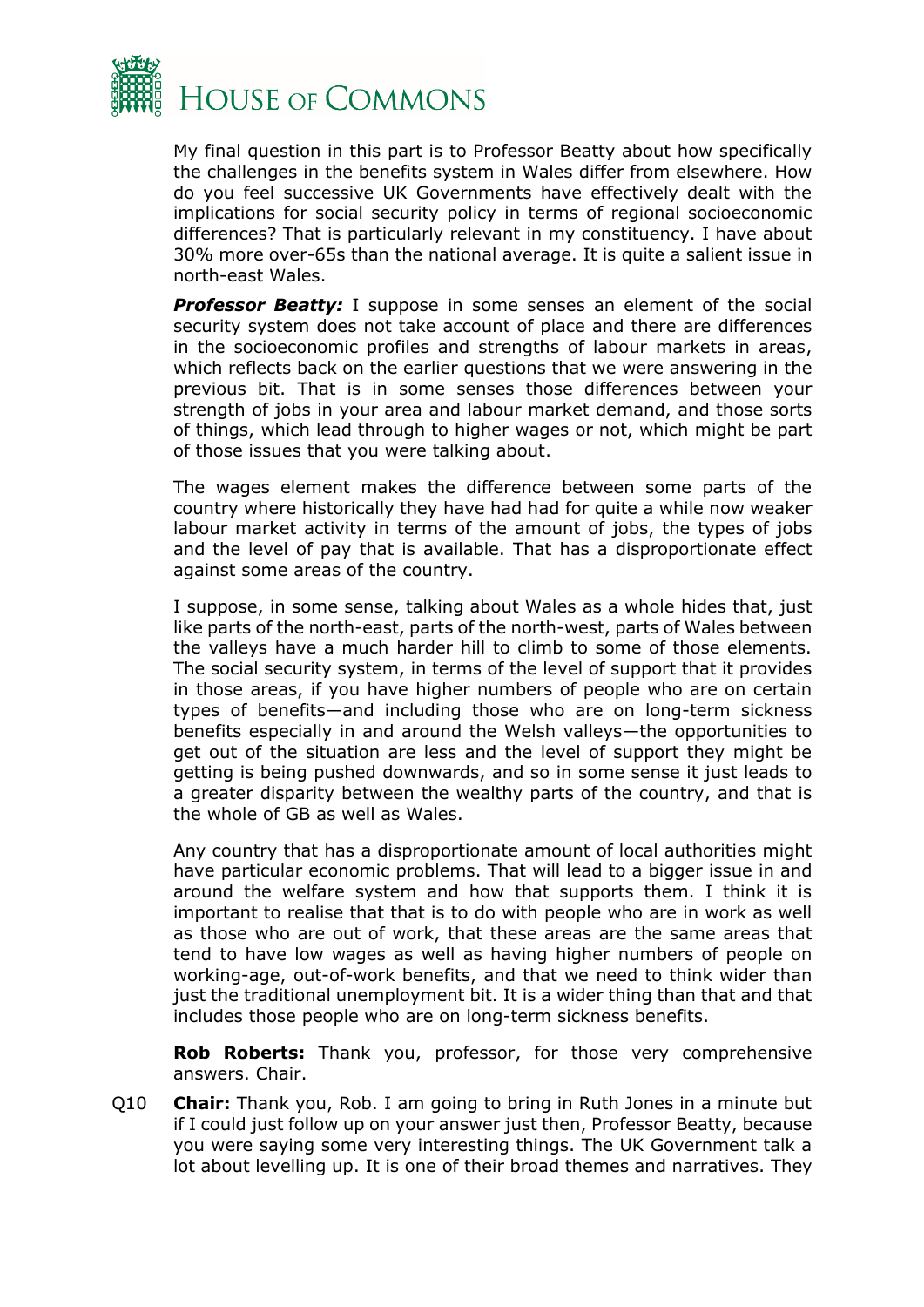My final question in this part is to Professor Beatty about how specifically the challenges in the benefits system in Wales differ from elsewhere. How do you feel successive UK Governments have effectively dealt with the implications for social security policy in terms of regional socioeconomic differences? That is particularly relevant in my constituency. I have about 30% more over-65s than the national average. It is quite a salient issue in north-east Wales.

***Professor Beatty:*** I suppose in some senses an element of the social security system does not take account of place and there are differences in the socioeconomic profiles and strengths of labour markets in areas, which reflects back on the earlier questions that we were answering in the previous bit. That is in some senses those differences between your strength of jobs in your area and labour market demand, and those sorts of things, which lead through to higher wages or not, which might be part of those issues that you were talking about.

The wages element makes the difference between some parts of the country where historically they have had had for quite a while now weaker labour market activity in terms of the amount of jobs, the types of jobs and the level of pay that is available. That has a disproportionate effect against some areas of the country.

I suppose, in some sense, talking about Wales as a whole hides that, just like parts of the north-east, parts of the north-west, parts of Wales between the valleys have a much harder hill to climb to some of those elements. The social security system, in terms of the level of support that it provides in those areas, if you have higher numbers of people who are on certain types of benefits—and including those who are on long-term sickness benefits especially in and around the Welsh valleys—the opportunities to get out of the situation are less and the level of support they might be getting is being pushed downwards, and so in some sense it just leads to a greater disparity between the wealthy parts of the country, and that is the whole of GB as well as Wales.

Any country that has a disproportionate amount of local authorities might have particular economic problems. That will lead to a bigger issue in and around the welfare system and how that supports them. I think it is important to realise that that is to do with people who are in work as well as those who are out of work, that these areas are the same areas that tend to have low wages as well as having higher numbers of people on working-age, out-of-work benefits, and that we need to think wider than just the traditional unemployment bit. It is a wider thing than that and that includes those people who are on long-term sickness benefits.

**Rob Roberts:** Thank you, professor, for those very comprehensive answers. Chair.

Q10 **Chair:** Thank you, Rob. I am going to bring in Ruth Jones in a minute but if I could just follow up on your answer just then, Professor Beatty, because you were saying some very interesting things. The UK Government talk a lot about levelling up. It is one of their broad themes and narratives. They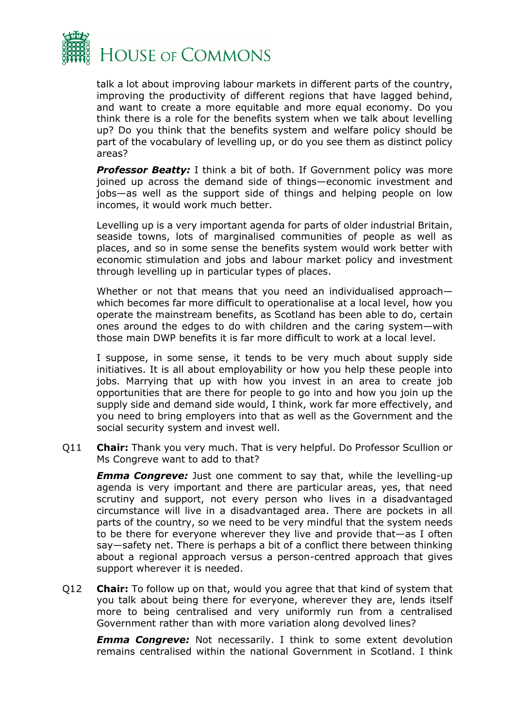talk a lot about improving labour markets in different parts of the country, improving the productivity of different regions that have lagged behind, and want to create a more equitable and more equal economy. Do you think there is a role for the benefits system when we talk about levelling up? Do you think that the benefits system and welfare policy should be part of the vocabulary of levelling up, or do you see them as distinct policy areas?

***Professor Beatty:*** I think a bit of both. If Government policy was more joined up across the demand side of things—economic investment and jobs—as well as the support side of things and helping people on low incomes, it would work much better.

Levelling up is a very important agenda for parts of older industrial Britain, seaside towns, lots of marginalised communities of people as well as places, and so in some sense the benefits system would work better with economic stimulation and jobs and labour market policy and investment through levelling up in particular types of places.

Whether or not that means that you need an individualised approach—which becomes far more difficult to operationalise at a local level, how you operate the mainstream benefits, as Scotland has been able to do, certain ones around the edges to do with children and the caring system—with those main DWP benefits it is far more difficult to work at a local level.

I suppose, in some sense, it tends to be very much about supply side initiatives. It is all about employability or how you help these people into jobs. Marrying that up with how you invest in an area to create job opportunities that are there for people to go into and how you join up the supply side and demand side would, I think, work far more effectively, and you need to bring employers into that as well as the Government and the social security system and invest well.

Q11 **Chair:** Thank you very much. That is very helpful. Do Professor Scullion or Ms Congreve want to add to that?

***Emma Congreve:*** Just one comment to say that, while the levelling-up agenda is very important and there are particular areas, yes, that need scrutiny and support, not every person who lives in a disadvantaged circumstance will live in a disadvantaged area. There are pockets in all parts of the country, so we need to be very mindful that the system needs to be there for everyone wherever they live and provide that—as I often say—safety net. There is perhaps a bit of a conflict there between thinking about a regional approach versus a person-centred approach that gives support wherever it is needed.

Q12 **Chair:** To follow up on that, would you agree that that kind of system that you talk about being there for everyone, wherever they are, lends itself more to being centralised and very uniformly run from a centralised Government rather than with more variation along devolved lines?

***Emma Congreve:*** Not necessarily. I think to some extent devolution remains centralised within the national Government in Scotland. I think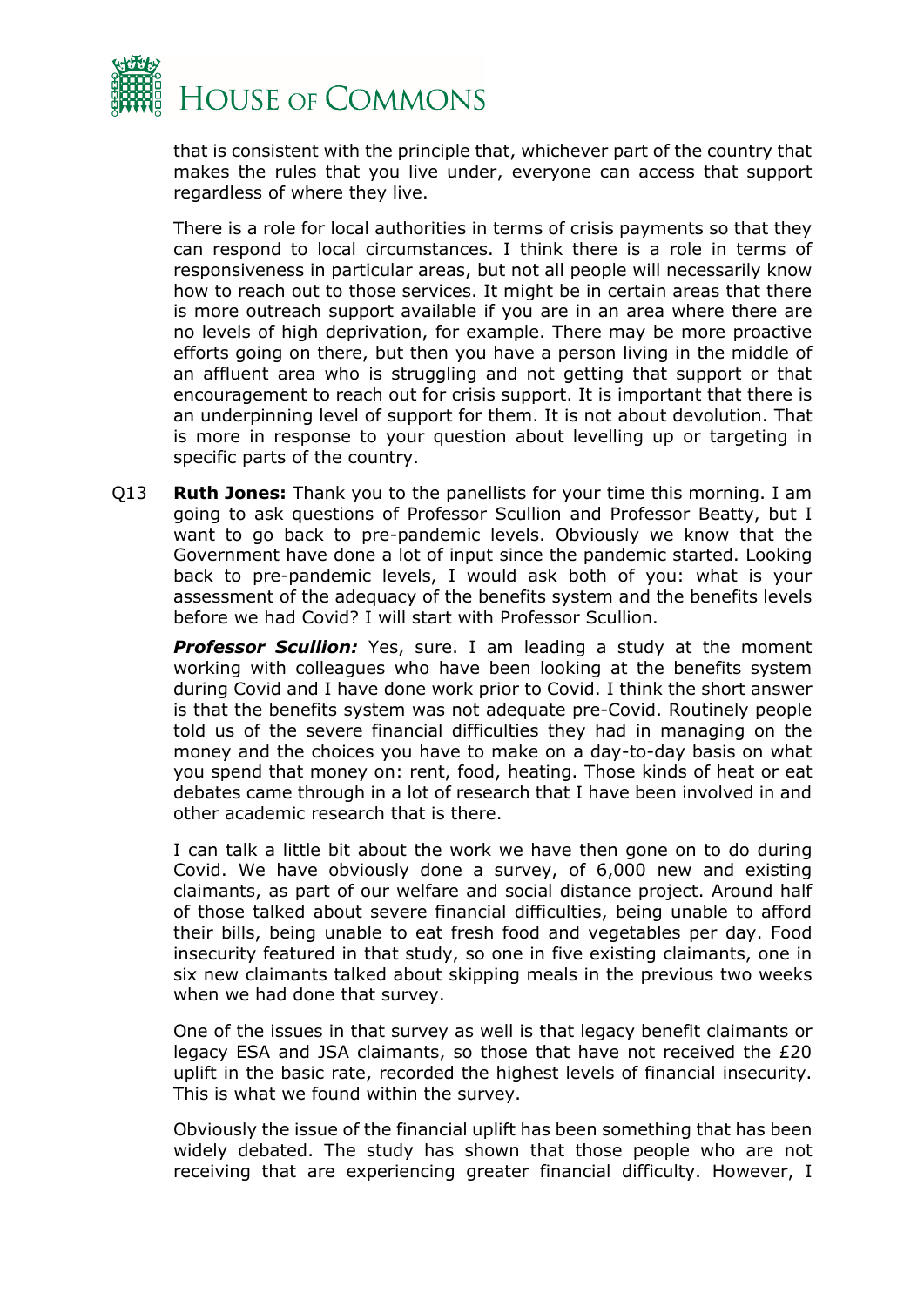that is consistent with the principle that, whichever part of the country that makes the rules that you live under, everyone can access that support regardless of where they live.

There is a role for local authorities in terms of crisis payments so that they can respond to local circumstances. I think there is a role in terms of responsiveness in particular areas, but not all people will necessarily know how to reach out to those services. It might be in certain areas that there is more outreach support available if you are in an area where there are no levels of high deprivation, for example. There may be more proactive efforts going on there, but then you have a person living in the middle of an affluent area who is struggling and not getting that support or that encouragement to reach out for crisis support. It is important that there is an underpinning level of support for them. It is not about devolution. That is more in response to your question about levelling up or targeting in specific parts of the country.

Q13 **Ruth Jones:** Thank you to the panellists for your time this morning. I am going to ask questions of Professor Scullion and Professor Beatty, but I want to go back to pre-pandemic levels. Obviously we know that the Government have done a lot of input since the pandemic started. Looking back to pre-pandemic levels, I would ask both of you: what is your assessment of the adequacy of the benefits system and the benefits levels before we had Covid? I will start with Professor Scullion.

***Professor Scullion:*** Yes, sure. I am leading a study at the moment working with colleagues who have been looking at the benefits system during Covid and I have done work prior to Covid. I think the short answer is that the benefits system was not adequate pre-Covid. Routinely people told us of the severe financial difficulties they had in managing on the money and the choices you have to make on a day-to-day basis on what you spend that money on: rent, food, heating. Those kinds of heat or eat debates came through in a lot of research that I have been involved in and other academic research that is there.

I can talk a little bit about the work we have then gone on to do during Covid. We have obviously done a survey, of 6,000 new and existing claimants, as part of our welfare and social distance project. Around half of those talked about severe financial difficulties, being unable to afford their bills, being unable to eat fresh food and vegetables per day. Food insecurity featured in that study, so one in five existing claimants, one in six new claimants talked about skipping meals in the previous two weeks when we had done that survey.

One of the issues in that survey as well is that legacy benefit claimants or legacy ESA and JSA claimants, so those that have not received the £20 uplift in the basic rate, recorded the highest levels of financial insecurity. This is what we found within the survey.

Obviously the issue of the financial uplift has been something that has been widely debated. The study has shown that those people who are not receiving that are experiencing greater financial difficulty. However, I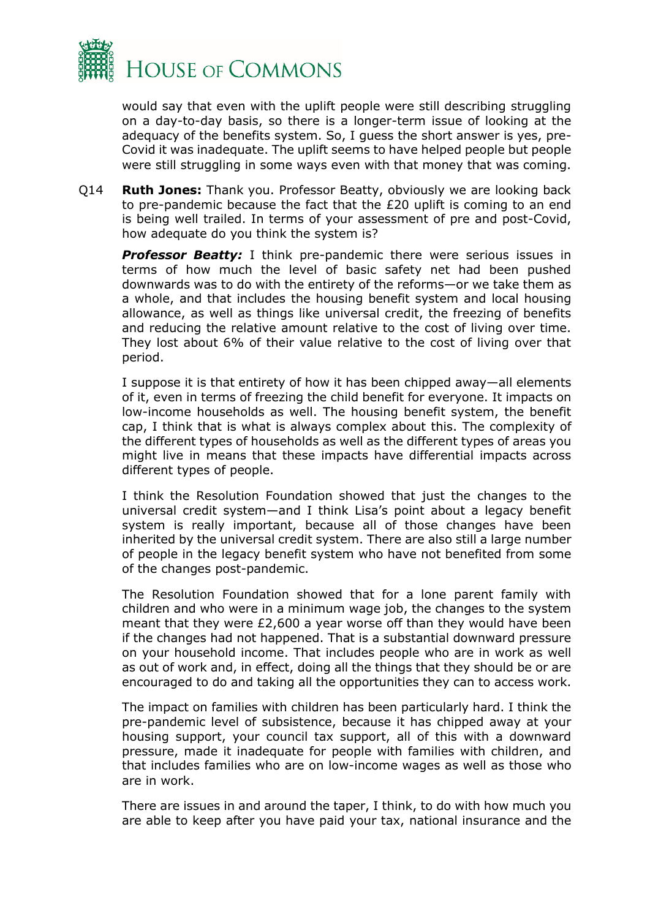would say that even with the uplift people were still describing struggling on a day-to-day basis, so there is a longer-term issue of looking at the adequacy of the benefits system. So, I guess the short answer is yes, pre-Covid it was inadequate. The uplift seems to have helped people but people were still struggling in some ways even with that money that was coming.

Q14 **Ruth Jones:** Thank you. Professor Beatty, obviously we are looking back to pre-pandemic because the fact that the £20 uplift is coming to an end is being well trailed. In terms of your assessment of pre and post-Covid, how adequate do you think the system is?

***Professor Beatty:*** I think pre-pandemic there were serious issues in terms of how much the level of basic safety net had been pushed downwards was to do with the entirety of the reforms—or we take them as a whole, and that includes the housing benefit system and local housing allowance, as well as things like universal credit, the freezing of benefits and reducing the relative amount relative to the cost of living over time. They lost about 6% of their value relative to the cost of living over that period.

I suppose it is that entirety of how it has been chipped away—all elements of it, even in terms of freezing the child benefit for everyone. It impacts on low-income households as well. The housing benefit system, the benefit cap, I think that is what is always complex about this. The complexity of the different types of households as well as the different types of areas you might live in means that these impacts have differential impacts across different types of people.

I think the Resolution Foundation showed that just the changes to the universal credit system—and I think Lisa's point about a legacy benefit system is really important, because all of those changes have been inherited by the universal credit system. There are also still a large number of people in the legacy benefit system who have not benefited from some of the changes post-pandemic.

The Resolution Foundation showed that for a lone parent family with children and who were in a minimum wage job, the changes to the system meant that they were £2,600 a year worse off than they would have been if the changes had not happened. That is a substantial downward pressure on your household income. That includes people who are in work as well as out of work and, in effect, doing all the things that they should be or are encouraged to do and taking all the opportunities they can to access work.

The impact on families with children has been particularly hard. I think the pre-pandemic level of subsistence, because it has chipped away at your housing support, your council tax support, all of this with a downward pressure, made it inadequate for people with families with children, and that includes families who are on low-income wages as well as those who are in work.

There are issues in and around the taper, I think, to do with how much you are able to keep after you have paid your tax, national insurance and the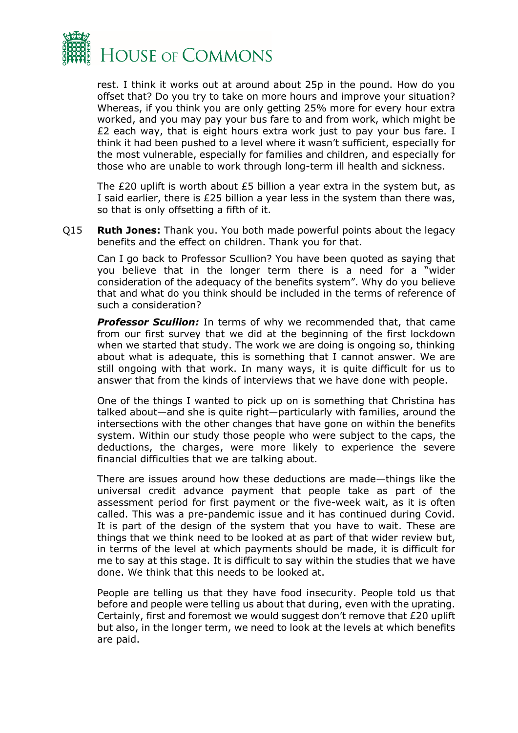rest. I think it works out at around about 25p in the pound. How do you offset that? Do you try to take on more hours and improve your situation? Whereas, if you think you are only getting 25% more for every hour extra worked, and you may pay your bus fare to and from work, which might be £2 each way, that is eight hours extra work just to pay your bus fare. I think it had been pushed to a level where it wasn't sufficient, especially for the most vulnerable, especially for families and children, and especially for those who are unable to work through long-term ill health and sickness.

The £20 uplift is worth about £5 billion a year extra in the system but, as I said earlier, there is £25 billion a year less in the system than there was, so that is only offsetting a fifth of it.

Q15 **Ruth Jones:** Thank you. You both made powerful points about the legacy benefits and the effect on children. Thank you for that.

Can I go back to Professor Scullion? You have been quoted as saying that you believe that in the longer term there is a need for a "wider consideration of the adequacy of the benefits system". Why do you believe that and what do you think should be included in the terms of reference of such a consideration?

***Professor Scullion:*** In terms of why we recommended that, that came from our first survey that we did at the beginning of the first lockdown when we started that study. The work we are doing is ongoing so, thinking about what is adequate, this is something that I cannot answer. We are still ongoing with that work. In many ways, it is quite difficult for us to answer that from the kinds of interviews that we have done with people.

One of the things I wanted to pick up on is something that Christina has talked about—and she is quite right—particularly with families, around the intersections with the other changes that have gone on within the benefits system. Within our study those people who were subject to the caps, the deductions, the charges, were more likely to experience the severe financial difficulties that we are talking about.

There are issues around how these deductions are made—things like the universal credit advance payment that people take as part of the assessment period for first payment or the five-week wait, as it is often called. This was a pre-pandemic issue and it has continued during Covid. It is part of the design of the system that you have to wait. These are things that we think need to be looked at as part of that wider review but, in terms of the level at which payments should be made, it is difficult for me to say at this stage. It is difficult to say within the studies that we have done. We think that this needs to be looked at.

People are telling us that they have food insecurity. People told us that before and people were telling us about that during, even with the uprating. Certainly, first and foremost we would suggest don't remove that £20 uplift but also, in the longer term, we need to look at the levels at which benefits are paid.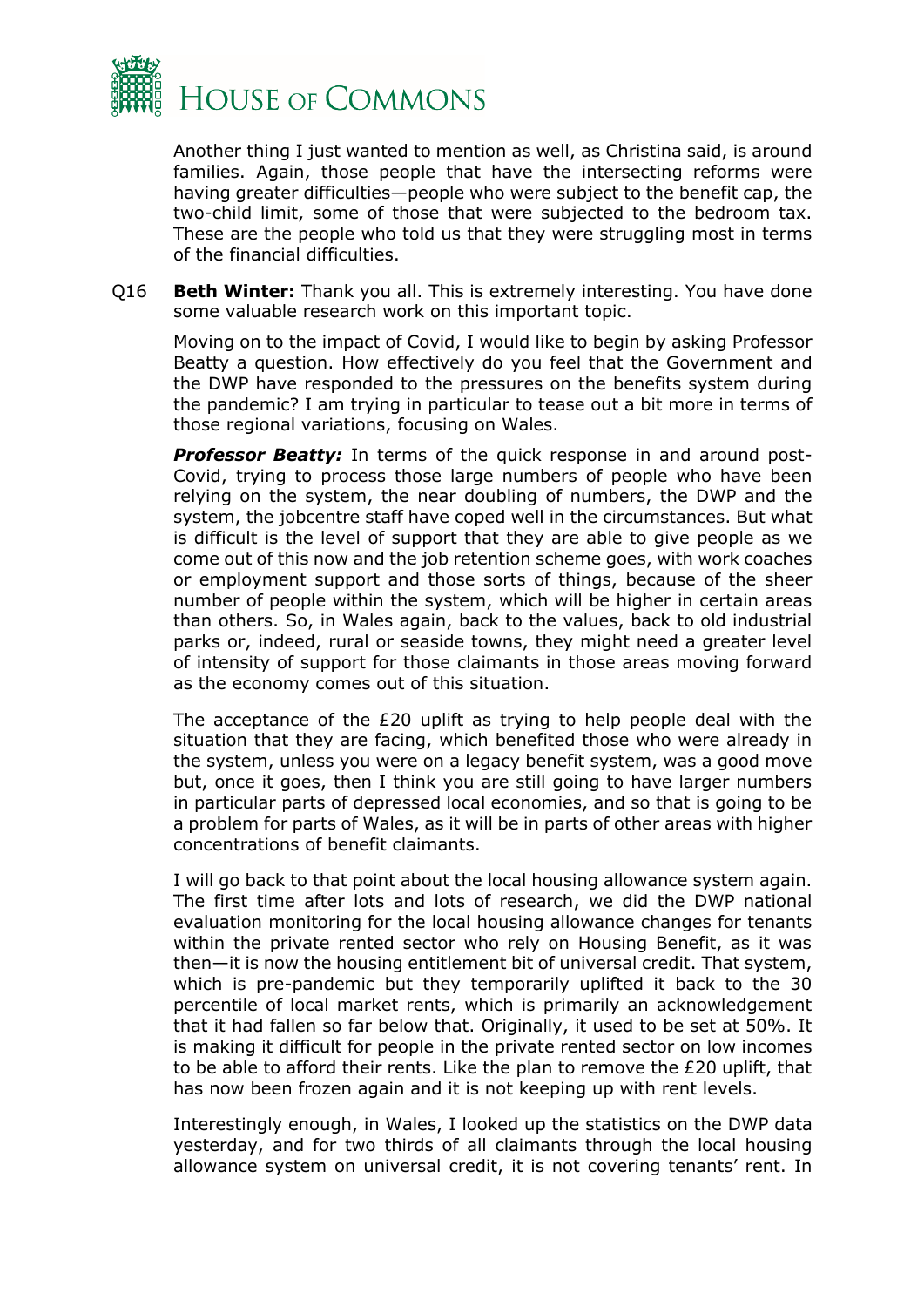Another thing I just wanted to mention as well, as Christina said, is around families. Again, those people that have the intersecting reforms were having greater difficulties—people who were subject to the benefit cap, the two-child limit, some of those that were subjected to the bedroom tax. These are the people who told us that they were struggling most in terms of the financial difficulties.

Q16 **Beth Winter:** Thank you all. This is extremely interesting. You have done some valuable research work on this important topic.

Moving on to the impact of Covid, I would like to begin by asking Professor Beatty a question. How effectively do you feel that the Government and the DWP have responded to the pressures on the benefits system during the pandemic? I am trying in particular to tease out a bit more in terms of those regional variations, focusing on Wales.

***Professor Beatty:*** In terms of the quick response in and around post-Covid, trying to process those large numbers of people who have been relying on the system, the near doubling of numbers, the DWP and the system, the jobcentre staff have coped well in the circumstances. But what is difficult is the level of support that they are able to give people as we come out of this now and the job retention scheme goes, with work coaches or employment support and those sorts of things, because of the sheer number of people within the system, which will be higher in certain areas than others. So, in Wales again, back to the values, back to old industrial parks or, indeed, rural or seaside towns, they might need a greater level of intensity of support for those claimants in those areas moving forward as the economy comes out of this situation.

The acceptance of the £20 uplift as trying to help people deal with the situation that they are facing, which benefited those who were already in the system, unless you were on a legacy benefit system, was a good move but, once it goes, then I think you are still going to have larger numbers in particular parts of depressed local economies, and so that is going to be a problem for parts of Wales, as it will be in parts of other areas with higher concentrations of benefit claimants.

I will go back to that point about the local housing allowance system again. The first time after lots and lots of research, we did the DWP national evaluation monitoring for the local housing allowance changes for tenants within the private rented sector who rely on Housing Benefit, as it was then—it is now the housing entitlement bit of universal credit. That system, which is pre-pandemic but they temporarily uplifted it back to the 30 percentile of local market rents, which is primarily an acknowledgement that it had fallen so far below that. Originally, it used to be set at 50%. It is making it difficult for people in the private rented sector on low incomes to be able to afford their rents. Like the plan to remove the £20 uplift, that has now been frozen again and it is not keeping up with rent levels.

Interestingly enough, in Wales, I looked up the statistics on the DWP data yesterday, and for two thirds of all claimants through the local housing allowance system on universal credit, it is not covering tenants' rent. In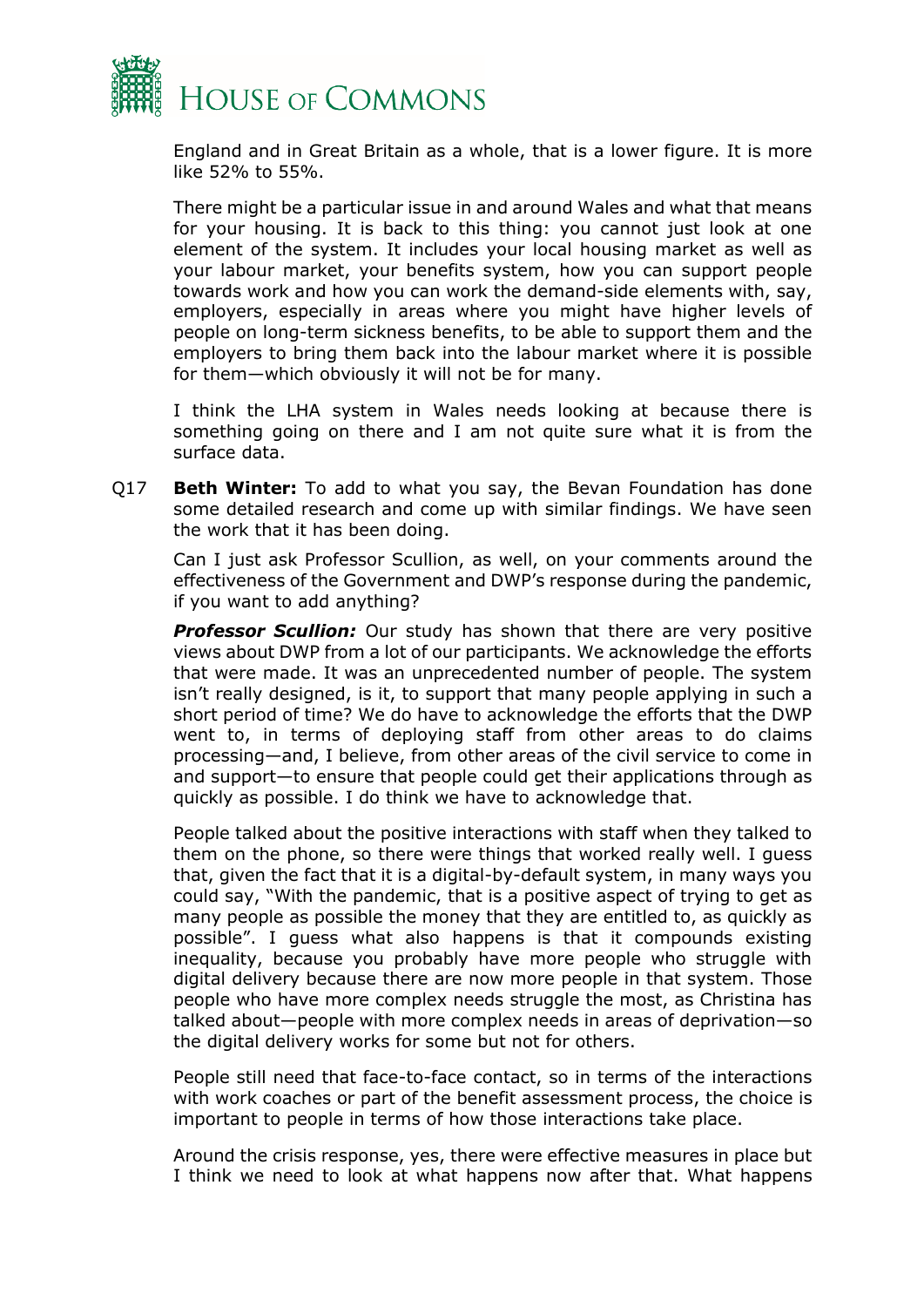England and in Great Britain as a whole, that is a lower figure. It is more like 52% to 55%.

There might be a particular issue in and around Wales and what that means for your housing. It is back to this thing: you cannot just look at one element of the system. It includes your local housing market as well as your labour market, your benefits system, how you can support people towards work and how you can work the demand-side elements with, say, employers, especially in areas where you might have higher levels of people on long-term sickness benefits, to be able to support them and the employers to bring them back into the labour market where it is possible for them—which obviously it will not be for many.

I think the LHA system in Wales needs looking at because there is something going on there and I am not quite sure what it is from the surface data.

Q17 **Beth Winter:** To add to what you say, the Bevan Foundation has done some detailed research and come up with similar findings. We have seen the work that it has been doing.

Can I just ask Professor Scullion, as well, on your comments around the effectiveness of the Government and DWP's response during the pandemic, if you want to add anything?

***Professor Scullion:*** Our study has shown that there are very positive views about DWP from a lot of our participants. We acknowledge the efforts that were made. It was an unprecedented number of people. The system isn't really designed, is it, to support that many people applying in such a short period of time? We do have to acknowledge the efforts that the DWP went to, in terms of deploying staff from other areas to do claims processing—and, I believe, from other areas of the civil service to come in and support—to ensure that people could get their applications through as quickly as possible. I do think we have to acknowledge that.

People talked about the positive interactions with staff when they talked to them on the phone, so there were things that worked really well. I guess that, given the fact that it is a digital-by-default system, in many ways you could say, "With the pandemic, that is a positive aspect of trying to get as many people as possible the money that they are entitled to, as quickly as possible". I guess what also happens is that it compounds existing inequality, because you probably have more people who struggle with digital delivery because there are now more people in that system. Those people who have more complex needs struggle the most, as Christina has talked about—people with more complex needs in areas of deprivation—so the digital delivery works for some but not for others.

People still need that face-to-face contact, so in terms of the interactions with work coaches or part of the benefit assessment process, the choice is important to people in terms of how those interactions take place.

Around the crisis response, yes, there were effective measures in place but I think we need to look at what happens now after that. What happens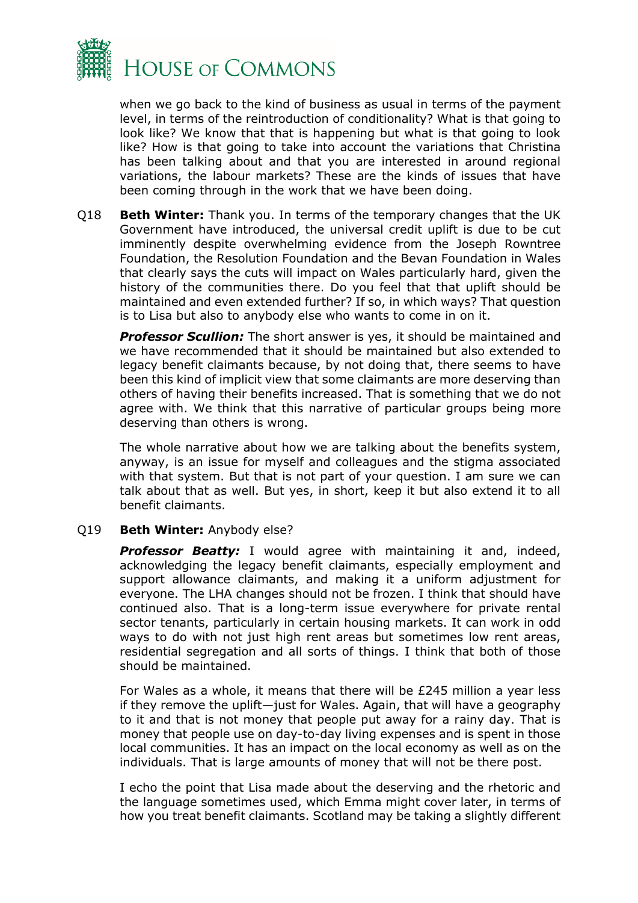when we go back to the kind of business as usual in terms of the payment level, in terms of the reintroduction of conditionality? What is that going to look like? We know that that is happening but what is that going to look like? How is that going to take into account the variations that Christina has been talking about and that you are interested in around regional variations, the labour markets? These are the kinds of issues that have been coming through in the work that we have been doing.

Q18 **Beth Winter:** Thank you. In terms of the temporary changes that the UK Government have introduced, the universal credit uplift is due to be cut imminently despite overwhelming evidence from the Joseph Rowntree Foundation, the Resolution Foundation and the Bevan Foundation in Wales that clearly says the cuts will impact on Wales particularly hard, given the history of the communities there. Do you feel that that uplift should be maintained and even extended further? If so, in which ways? That question is to Lisa but also to anybody else who wants to come in on it.

***Professor Scullion:*** The short answer is yes, it should be maintained and we have recommended that it should be maintained but also extended to legacy benefit claimants because, by not doing that, there seems to have been this kind of implicit view that some claimants are more deserving than others of having their benefits increased. That is something that we do not agree with. We think that this narrative of particular groups being more deserving than others is wrong.

The whole narrative about how we are talking about the benefits system, anyway, is an issue for myself and colleagues and the stigma associated with that system. But that is not part of your question. I am sure we can talk about that as well. But yes, in short, keep it but also extend it to all benefit claimants.

Q19 **Beth Winter:** Anybody else?

***Professor Beatty:*** I would agree with maintaining it and, indeed, acknowledging the legacy benefit claimants, especially employment and support allowance claimants, and making it a uniform adjustment for everyone. The LHA changes should not be frozen. I think that should have continued also. That is a long-term issue everywhere for private rental sector tenants, particularly in certain housing markets. It can work in odd ways to do with not just high rent areas but sometimes low rent areas, residential segregation and all sorts of things. I think that both of those should be maintained.

For Wales as a whole, it means that there will be £245 million a year less if they remove the uplift—just for Wales. Again, that will have a geography to it and that is not money that people put away for a rainy day. That is money that people use on day-to-day living expenses and is spent in those local communities. It has an impact on the local economy as well as on the individuals. That is large amounts of money that will not be there post.

I echo the point that Lisa made about the deserving and the rhetoric and the language sometimes used, which Emma might cover later, in terms of how you treat benefit claimants. Scotland may be taking a slightly different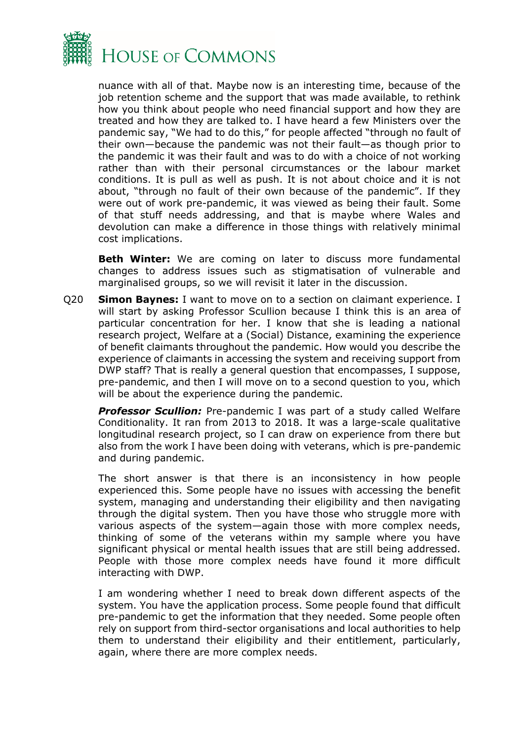nuance with all of that. Maybe now is an interesting time, because of the job retention scheme and the support that was made available, to rethink how you think about people who need financial support and how they are treated and how they are talked to. I have heard a few Ministers over the pandemic say, "We had to do this," for people affected "through no fault of their own—because the pandemic was not their fault—as though prior to the pandemic it was their fault and was to do with a choice of not working rather than with their personal circumstances or the labour market conditions. It is pull as well as push. It is not about choice and it is not about, "through no fault of their own because of the pandemic". If they were out of work pre-pandemic, it was viewed as being their fault. Some of that stuff needs addressing, and that is maybe where Wales and devolution can make a difference in those things with relatively minimal cost implications.

**Beth Winter:** We are coming on later to discuss more fundamental changes to address issues such as stigmatisation of vulnerable and marginalised groups, so we will revisit it later in the discussion.

Q20 **Simon Baynes:** I want to move on to a section on claimant experience. I will start by asking Professor Scullion because I think this is an area of particular concentration for her. I know that she is leading a national research project, Welfare at a (Social) Distance, examining the experience of benefit claimants throughout the pandemic. How would you describe the experience of claimants in accessing the system and receiving support from DWP staff? That is really a general question that encompasses, I suppose, pre-pandemic, and then I will move on to a second question to you, which will be about the experience during the pandemic.

***Professor Scullion:*** Pre-pandemic I was part of a study called Welfare Conditionality. It ran from 2013 to 2018. It was a large-scale qualitative longitudinal research project, so I can draw on experience from there but also from the work I have been doing with veterans, which is pre-pandemic and during pandemic.

The short answer is that there is an inconsistency in how people experienced this. Some people have no issues with accessing the benefit system, managing and understanding their eligibility and then navigating through the digital system. Then you have those who struggle more with various aspects of the system—again those with more complex needs, thinking of some of the veterans within my sample where you have significant physical or mental health issues that are still being addressed. People with those more complex needs have found it more difficult interacting with DWP.

I am wondering whether I need to break down different aspects of the system. You have the application process. Some people found that difficult pre-pandemic to get the information that they needed. Some people often rely on support from third-sector organisations and local authorities to help them to understand their eligibility and their entitlement, particularly, again, where there are more complex needs.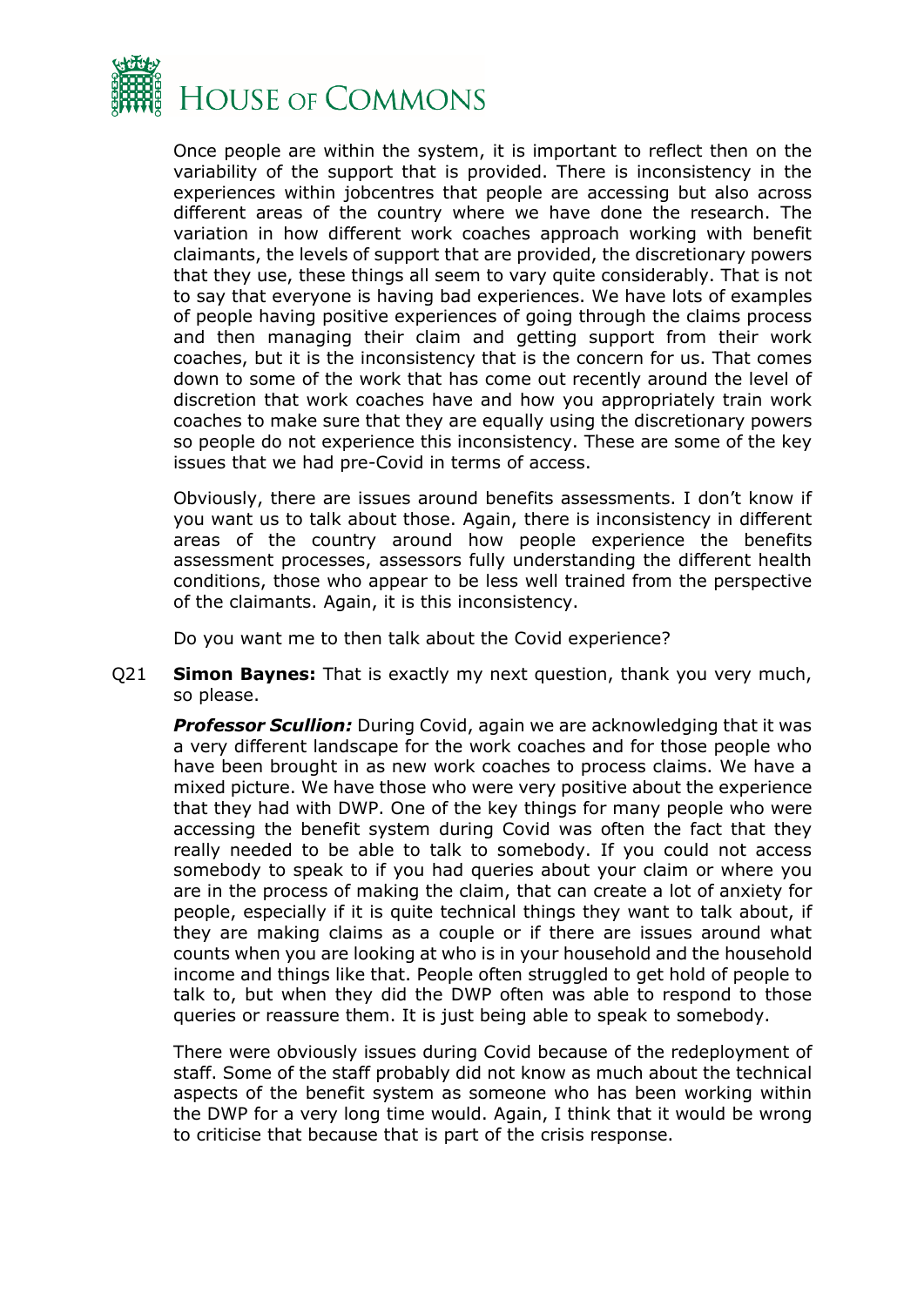Once people are within the system, it is important to reflect then on the variability of the support that is provided. There is inconsistency in the experiences within jobcentres that people are accessing but also across different areas of the country where we have done the research. The variation in how different work coaches approach working with benefit claimants, the levels of support that are provided, the discretionary powers that they use, these things all seem to vary quite considerably. That is not to say that everyone is having bad experiences. We have lots of examples of people having positive experiences of going through the claims process and then managing their claim and getting support from their work coaches, but it is the inconsistency that is the concern for us. That comes down to some of the work that has come out recently around the level of discretion that work coaches have and how you appropriately train work coaches to make sure that they are equally using the discretionary powers so people do not experience this inconsistency. These are some of the key issues that we had pre-Covid in terms of access.

Obviously, there are issues around benefits assessments. I don't know if you want us to talk about those. Again, there is inconsistency in different areas of the country around how people experience the benefits assessment processes, assessors fully understanding the different health conditions, those who appear to be less well trained from the perspective of the claimants. Again, it is this inconsistency.

Do you want me to then talk about the Covid experience?

Q21 **Simon Baynes:** That is exactly my next question, thank you very much, so please.

***Professor Scullion:*** During Covid, again we are acknowledging that it was a very different landscape for the work coaches and for those people who have been brought in as new work coaches to process claims. We have a mixed picture. We have those who were very positive about the experience that they had with DWP. One of the key things for many people who were accessing the benefit system during Covid was often the fact that they really needed to be able to talk to somebody. If you could not access somebody to speak to if you had queries about your claim or where you are in the process of making the claim, that can create a lot of anxiety for people, especially if it is quite technical things they want to talk about, if they are making claims as a couple or if there are issues around what counts when you are looking at who is in your household and the household income and things like that. People often struggled to get hold of people to talk to, but when they did the DWP often was able to respond to those queries or reassure them. It is just being able to speak to somebody.

There were obviously issues during Covid because of the redeployment of staff. Some of the staff probably did not know as much about the technical aspects of the benefit system as someone who has been working within the DWP for a very long time would. Again, I think that it would be wrong to criticise that because that is part of the crisis response.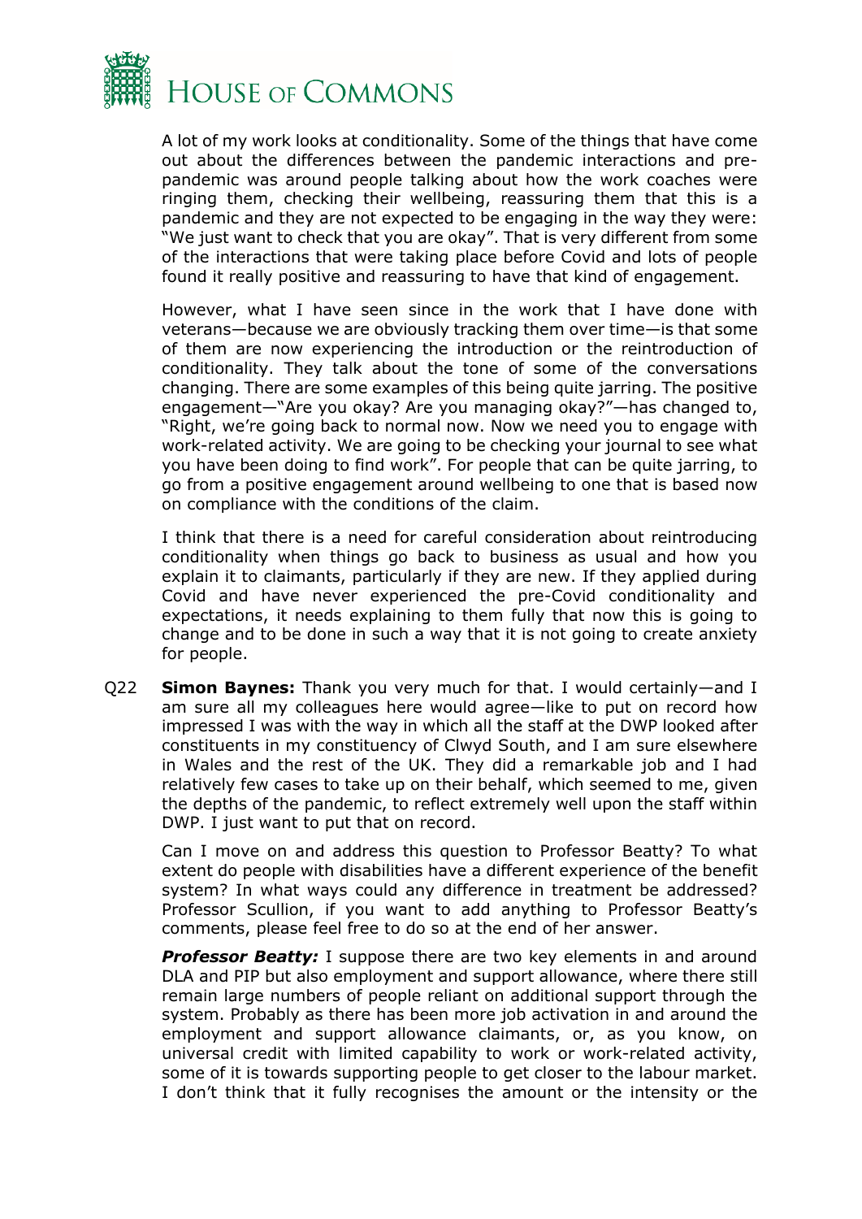A lot of my work looks at conditionality. Some of the things that have come out about the differences between the pandemic interactions and pre-pandemic was around people talking about how the work coaches were ringing them, checking their wellbeing, reassuring them that this is a pandemic and they are not expected to be engaging in the way they were: "We just want to check that you are okay". That is very different from some of the interactions that were taking place before Covid and lots of people found it really positive and reassuring to have that kind of engagement.

However, what I have seen since in the work that I have done with veterans—because we are obviously tracking them over time—is that some of them are now experiencing the introduction or the reintroduction of conditionality. They talk about the tone of some of the conversations changing. There are some examples of this being quite jarring. The positive engagement—"Are you okay? Are you managing okay?"—has changed to, "Right, we're going back to normal now. Now we need you to engage with work-related activity. We are going to be checking your journal to see what you have been doing to find work". For people that can be quite jarring, to go from a positive engagement around wellbeing to one that is based now on compliance with the conditions of the claim.

I think that there is a need for careful consideration about reintroducing conditionality when things go back to business as usual and how you explain it to claimants, particularly if they are new. If they applied during Covid and have never experienced the pre-Covid conditionality and expectations, it needs explaining to them fully that now this is going to change and to be done in such a way that it is not going to create anxiety for people.

Q22 **Simon Baynes:** Thank you very much for that. I would certainly—and I am sure all my colleagues here would agree—like to put on record how impressed I was with the way in which all the staff at the DWP looked after constituents in my constituency of Clwyd South, and I am sure elsewhere in Wales and the rest of the UK. They did a remarkable job and I had relatively few cases to take up on their behalf, which seemed to me, given the depths of the pandemic, to reflect extremely well upon the staff within DWP. I just want to put that on record.

Can I move on and address this question to Professor Beatty? To what extent do people with disabilities have a different experience of the benefit system? In what ways could any difference in treatment be addressed? Professor Scullion, if you want to add anything to Professor Beatty's comments, please feel free to do so at the end of her answer.

***Professor Beatty:*** I suppose there are two key elements in and around DLA and PIP but also employment and support allowance, where there still remain large numbers of people reliant on additional support through the system. Probably as there has been more job activation in and around the employment and support allowance claimants, or, as you know, on universal credit with limited capability to work or work-related activity, some of it is towards supporting people to get closer to the labour market. I don't think that it fully recognises the amount or the intensity or the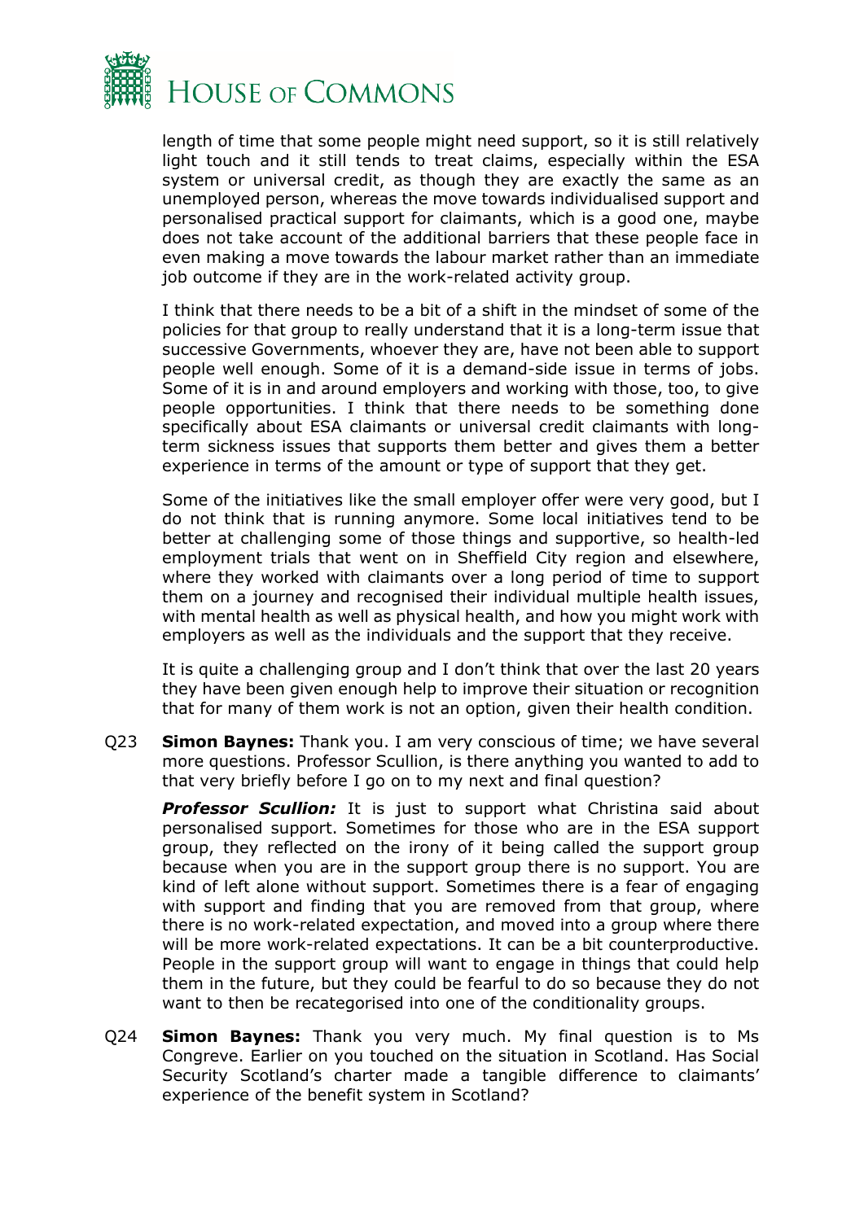length of time that some people might need support, so it is still relatively light touch and it still tends to treat claims, especially within the ESA system or universal credit, as though they are exactly the same as an unemployed person, whereas the move towards individualised support and personalised practical support for claimants, which is a good one, maybe does not take account of the additional barriers that these people face in even making a move towards the labour market rather than an immediate job outcome if they are in the work-related activity group.

I think that there needs to be a bit of a shift in the mindset of some of the policies for that group to really understand that it is a long-term issue that successive Governments, whoever they are, have not been able to support people well enough. Some of it is a demand-side issue in terms of jobs. Some of it is in and around employers and working with those, too, to give people opportunities. I think that there needs to be something done specifically about ESA claimants or universal credit claimants with long-term sickness issues that supports them better and gives them a better experience in terms of the amount or type of support that they get.

Some of the initiatives like the small employer offer were very good, but I do not think that is running anymore. Some local initiatives tend to be better at challenging some of those things and supportive, so health-led employment trials that went on in Sheffield City region and elsewhere, where they worked with claimants over a long period of time to support them on a journey and recognised their individual multiple health issues, with mental health as well as physical health, and how you might work with employers as well as the individuals and the support that they receive.

It is quite a challenging group and I don't think that over the last 20 years they have been given enough help to improve their situation or recognition that for many of them work is not an option, given their health condition.

Q23 **Simon Baynes:** Thank you. I am very conscious of time; we have several more questions. Professor Scullion, is there anything you wanted to add to that very briefly before I go on to my next and final question?

***Professor Scullion:*** It is just to support what Christina said about personalised support. Sometimes for those who are in the ESA support group, they reflected on the irony of it being called the support group because when you are in the support group there is no support. You are kind of left alone without support. Sometimes there is a fear of engaging with support and finding that you are removed from that group, where there is no work-related expectation, and moved into a group where there will be more work-related expectations. It can be a bit counterproductive. People in the support group will want to engage in things that could help them in the future, but they could be fearful to do so because they do not want to then be recategorised into one of the conditionality groups.

Q24 **Simon Baynes:** Thank you very much. My final question is to Ms Congreve. Earlier on you touched on the situation in Scotland. Has Social Security Scotland's charter made a tangible difference to claimants' experience of the benefit system in Scotland?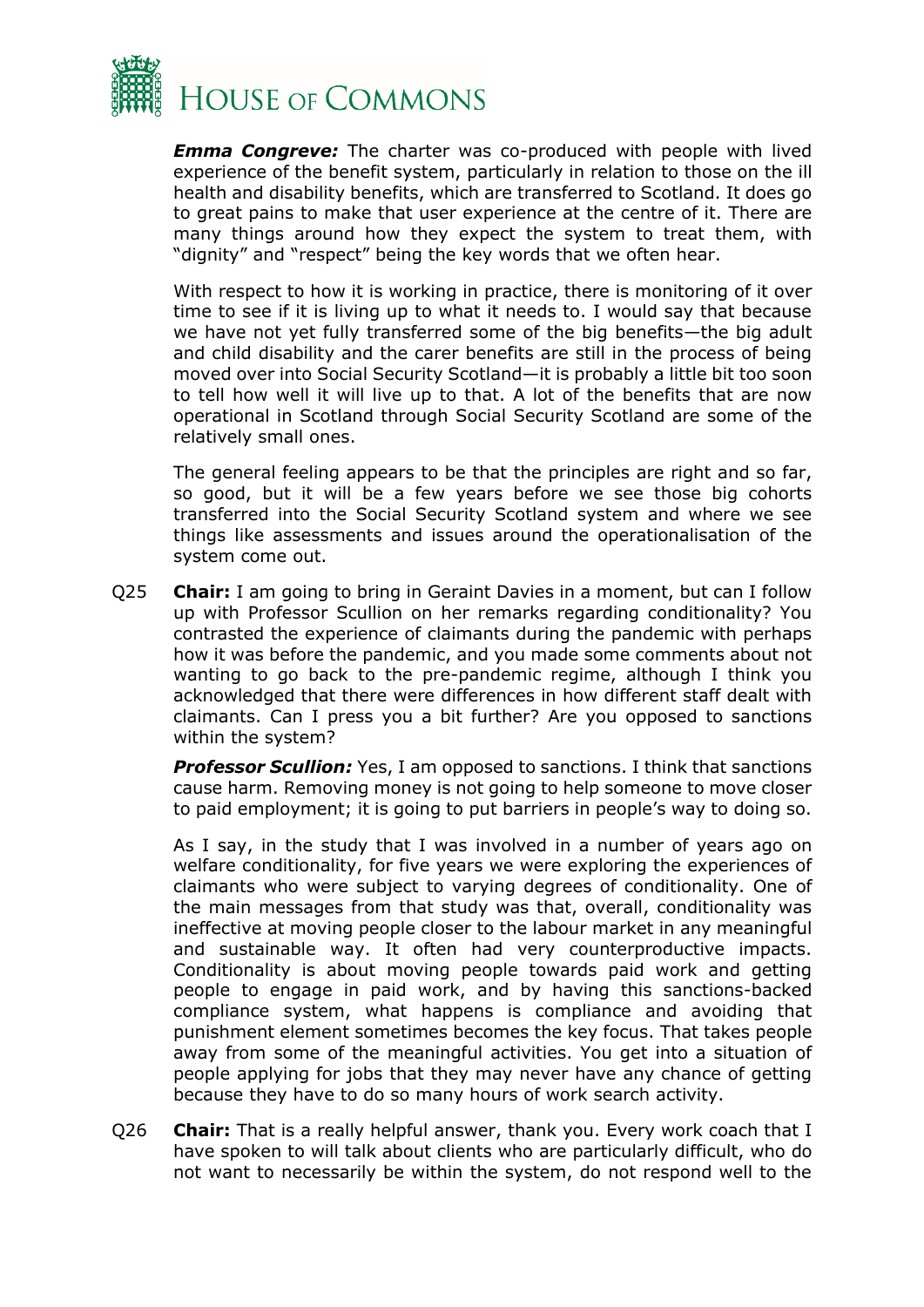***Emma Congreve:*** The charter was co-produced with people with lived experience of the benefit system, particularly in relation to those on the ill health and disability benefits, which are transferred to Scotland. It does go to great pains to make that user experience at the centre of it. There are many things around how they expect the system to treat them, with "dignity" and "respect" being the key words that we often hear.

With respect to how it is working in practice, there is monitoring of it over time to see if it is living up to what it needs to. I would say that because we have not yet fully transferred some of the big benefits—the big adult and child disability and the carer benefits are still in the process of being moved over into Social Security Scotland—it is probably a little bit too soon to tell how well it will live up to that. A lot of the benefits that are now operational in Scotland through Social Security Scotland are some of the relatively small ones.

The general feeling appears to be that the principles are right and so far, so good, but it will be a few years before we see those big cohorts transferred into the Social Security Scotland system and where we see things like assessments and issues around the operationalisation of the system come out.

Q25 **Chair:** I am going to bring in Geraint Davies in a moment, but can I follow up with Professor Scullion on her remarks regarding conditionality? You contrasted the experience of claimants during the pandemic with perhaps how it was before the pandemic, and you made some comments about not wanting to go back to the pre-pandemic regime, although I think you acknowledged that there were differences in how different staff dealt with claimants. Can I press you a bit further? Are you opposed to sanctions within the system?

***Professor Scullion:*** Yes, I am opposed to sanctions. I think that sanctions cause harm. Removing money is not going to help someone to move closer to paid employment; it is going to put barriers in people's way to doing so.

As I say, in the study that I was involved in a number of years ago on welfare conditionality, for five years we were exploring the experiences of claimants who were subject to varying degrees of conditionality. One of the main messages from that study was that, overall, conditionality was ineffective at moving people closer to the labour market in any meaningful and sustainable way. It often had very counterproductive impacts. Conditionality is about moving people towards paid work and getting people to engage in paid work, and by having this sanctions-backed compliance system, what happens is compliance and avoiding that punishment element sometimes becomes the key focus. That takes people away from some of the meaningful activities. You get into a situation of people applying for jobs that they may never have any chance of getting because they have to do so many hours of work search activity.

Q26 **Chair:** That is a really helpful answer, thank you. Every work coach that I have spoken to will talk about clients who are particularly difficult, who do not want to necessarily be within the system, do not respond well to the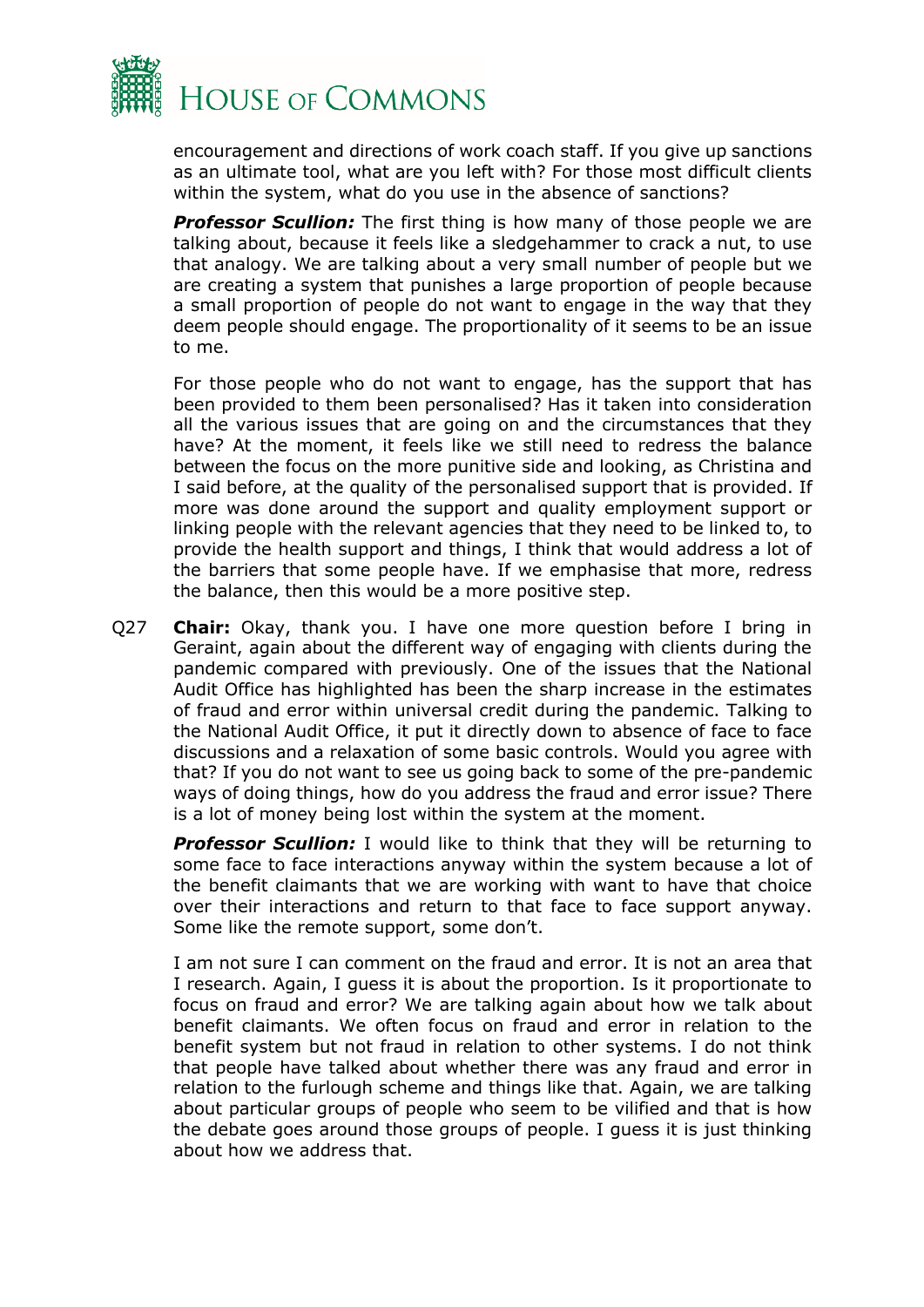encouragement and directions of work coach staff. If you give up sanctions as an ultimate tool, what are you left with? For those most difficult clients within the system, what do you use in the absence of sanctions?

***Professor Scullion:*** The first thing is how many of those people we are talking about, because it feels like a sledgehammer to crack a nut, to use that analogy. We are talking about a very small number of people but we are creating a system that punishes a large proportion of people because a small proportion of people do not want to engage in the way that they deem people should engage. The proportionality of it seems to be an issue to me.

For those people who do not want to engage, has the support that has been provided to them been personalised? Has it taken into consideration all the various issues that are going on and the circumstances that they have? At the moment, it feels like we still need to redress the balance between the focus on the more punitive side and looking, as Christina and I said before, at the quality of the personalised support that is provided. If more was done around the support and quality employment support or linking people with the relevant agencies that they need to be linked to, to provide the health support and things, I think that would address a lot of the barriers that some people have. If we emphasise that more, redress the balance, then this would be a more positive step.

Q27 **Chair:** Okay, thank you. I have one more question before I bring in Geraint, again about the different way of engaging with clients during the pandemic compared with previously. One of the issues that the National Audit Office has highlighted has been the sharp increase in the estimates of fraud and error within universal credit during the pandemic. Talking to the National Audit Office, it put it directly down to absence of face to face discussions and a relaxation of some basic controls. Would you agree with that? If you do not want to see us going back to some of the pre-pandemic ways of doing things, how do you address the fraud and error issue? There is a lot of money being lost within the system at the moment.

***Professor Scullion:*** I would like to think that they will be returning to some face to face interactions anyway within the system because a lot of the benefit claimants that we are working with want to have that choice over their interactions and return to that face to face support anyway. Some like the remote support, some don't.

I am not sure I can comment on the fraud and error. It is not an area that I research. Again, I guess it is about the proportion. Is it proportionate to focus on fraud and error? We are talking again about how we talk about benefit claimants. We often focus on fraud and error in relation to the benefit system but not fraud in relation to other systems. I do not think that people have talked about whether there was any fraud and error in relation to the furlough scheme and things like that. Again, we are talking about particular groups of people who seem to be vilified and that is how the debate goes around those groups of people. I guess it is just thinking about how we address that.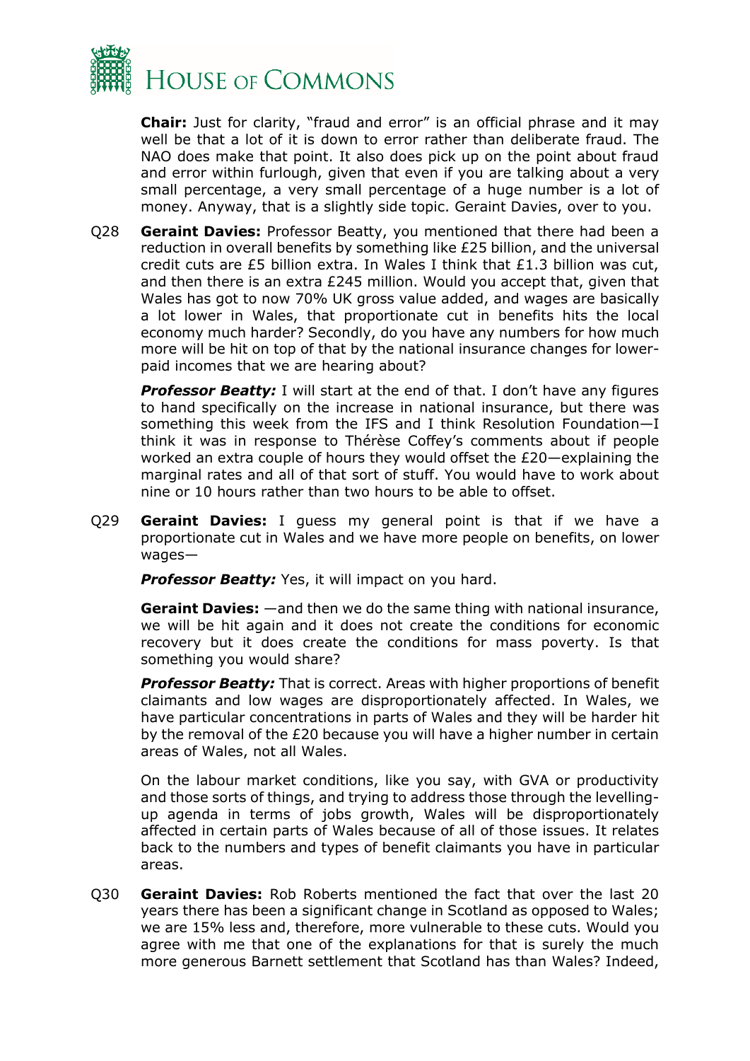**Chair:** Just for clarity, "fraud and error" is an official phrase and it may well be that a lot of it is down to error rather than deliberate fraud. The NAO does make that point. It also does pick up on the point about fraud and error within furlough, given that even if you are talking about a very small percentage, a very small percentage of a huge number is a lot of money. Anyway, that is a slightly side topic. Geraint Davies, over to you.

Q28 **Geraint Davies:** Professor Beatty, you mentioned that there had been a reduction in overall benefits by something like £25 billion, and the universal credit cuts are £5 billion extra. In Wales I think that £1.3 billion was cut, and then there is an extra £245 million. Would you accept that, given that Wales has got to now 70% UK gross value added, and wages are basically a lot lower in Wales, that proportionate cut in benefits hits the local economy much harder? Secondly, do you have any numbers for how much more will be hit on top of that by the national insurance changes for lower-paid incomes that we are hearing about?

***Professor Beatty:*** I will start at the end of that. I don't have any figures to hand specifically on the increase in national insurance, but there was something this week from the IFS and I think Resolution Foundation—I think it was in response to Thérèse Coffey's comments about if people worked an extra couple of hours they would offset the £20—explaining the marginal rates and all of that sort of stuff. You would have to work about nine or 10 hours rather than two hours to be able to offset.

Q29 **Geraint Davies:** I guess my general point is that if we have a proportionate cut in Wales and we have more people on benefits, on lower wages—

***Professor Beatty:*** Yes, it will impact on you hard.

**Geraint Davies:** —and then we do the same thing with national insurance, we will be hit again and it does not create the conditions for economic recovery but it does create the conditions for mass poverty. Is that something you would share?

***Professor Beatty:*** That is correct. Areas with higher proportions of benefit claimants and low wages are disproportionately affected. In Wales, we have particular concentrations in parts of Wales and they will be harder hit by the removal of the £20 because you will have a higher number in certain areas of Wales, not all Wales.

On the labour market conditions, like you say, with GVA or productivity and those sorts of things, and trying to address those through the levelling-up agenda in terms of jobs growth, Wales will be disproportionately affected in certain parts of Wales because of all of those issues. It relates back to the numbers and types of benefit claimants you have in particular areas.

Q30 **Geraint Davies:** Rob Roberts mentioned the fact that over the last 20 years there has been a significant change in Scotland as opposed to Wales; we are 15% less and, therefore, more vulnerable to these cuts. Would you agree with me that one of the explanations for that is surely the much more generous Barnett settlement that Scotland has than Wales? Indeed,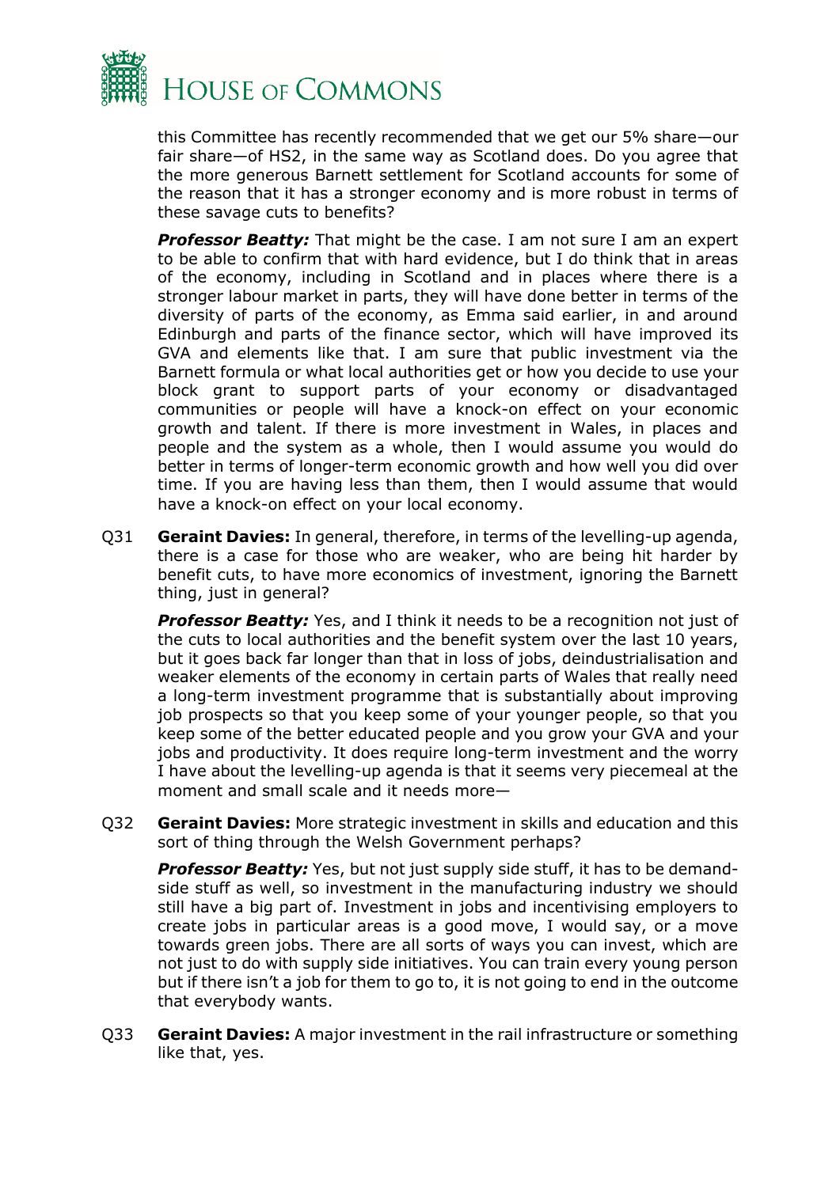this Committee has recently recommended that we get our 5% share—our fair share—of HS2, in the same way as Scotland does. Do you agree that the more generous Barnett settlement for Scotland accounts for some of the reason that it has a stronger economy and is more robust in terms of these savage cuts to benefits?

***Professor Beatty:*** That might be the case. I am not sure I am an expert to be able to confirm that with hard evidence, but I do think that in areas of the economy, including in Scotland and in places where there is a stronger labour market in parts, they will have done better in terms of the diversity of parts of the economy, as Emma said earlier, in and around Edinburgh and parts of the finance sector, which will have improved its GVA and elements like that. I am sure that public investment via the Barnett formula or what local authorities get or how you decide to use your block grant to support parts of your economy or disadvantaged communities or people will have a knock-on effect on your economic growth and talent. If there is more investment in Wales, in places and people and the system as a whole, then I would assume you would do better in terms of longer-term economic growth and how well you did over time. If you are having less than them, then I would assume that would have a knock-on effect on your local economy.

Q31 **Geraint Davies:** In general, therefore, in terms of the levelling-up agenda, there is a case for those who are weaker, who are being hit harder by benefit cuts, to have more economics of investment, ignoring the Barnett thing, just in general?

***Professor Beatty:*** Yes, and I think it needs to be a recognition not just of the cuts to local authorities and the benefit system over the last 10 years, but it goes back far longer than that in loss of jobs, deindustrialisation and weaker elements of the economy in certain parts of Wales that really need a long-term investment programme that is substantially about improving job prospects so that you keep some of your younger people, so that you keep some of the better educated people and you grow your GVA and your jobs and productivity. It does require long-term investment and the worry I have about the levelling-up agenda is that it seems very piecemeal at the moment and small scale and it needs more—

Q32 **Geraint Davies:** More strategic investment in skills and education and this sort of thing through the Welsh Government perhaps?

***Professor Beatty:*** Yes, but not just supply side stuff, it has to be demand-side stuff as well, so investment in the manufacturing industry we should still have a big part of. Investment in jobs and incentivising employers to create jobs in particular areas is a good move, I would say, or a move towards green jobs. There are all sorts of ways you can invest, which are not just to do with supply side initiatives. You can train every young person but if there isn't a job for them to go to, it is not going to end in the outcome that everybody wants.

Q33 **Geraint Davies:** A major investment in the rail infrastructure or something like that, yes.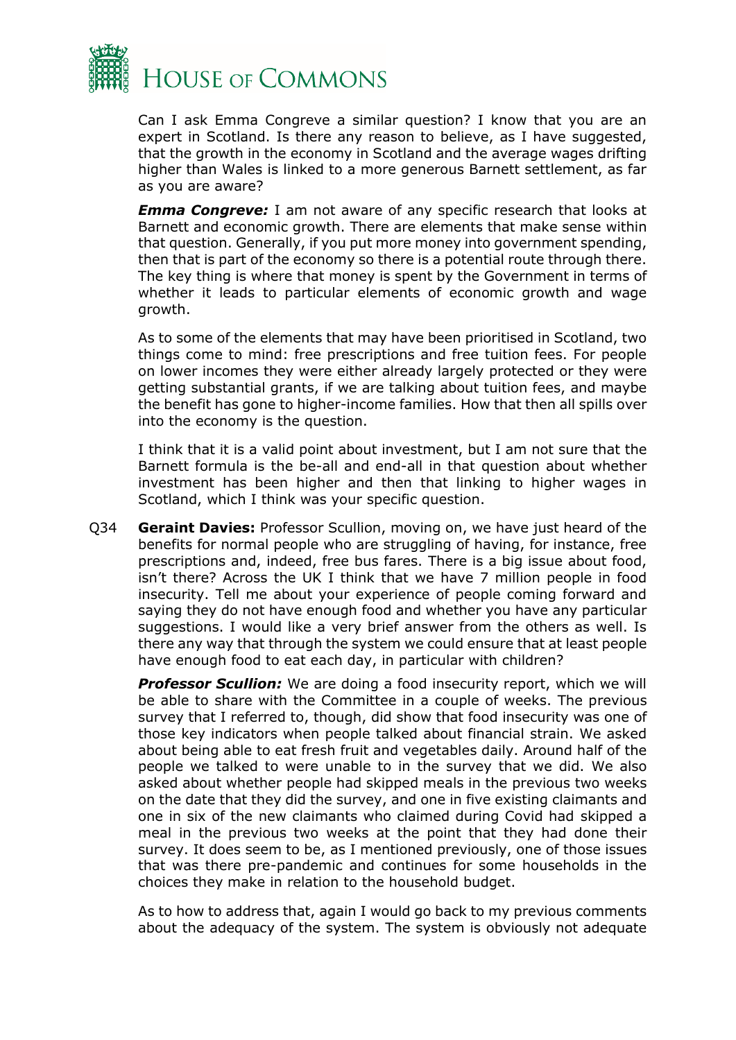Can I ask Emma Congreve a similar question? I know that you are an expert in Scotland. Is there any reason to believe, as I have suggested, that the growth in the economy in Scotland and the average wages drifting higher than Wales is linked to a more generous Barnett settlement, as far as you are aware?

***Emma Congreve:*** I am not aware of any specific research that looks at Barnett and economic growth. There are elements that make sense within that question. Generally, if you put more money into government spending, then that is part of the economy so there is a potential route through there. The key thing is where that money is spent by the Government in terms of whether it leads to particular elements of economic growth and wage growth.

As to some of the elements that may have been prioritised in Scotland, two things come to mind: free prescriptions and free tuition fees. For people on lower incomes they were either already largely protected or they were getting substantial grants, if we are talking about tuition fees, and maybe the benefit has gone to higher-income families. How that then all spills over into the economy is the question.

I think that it is a valid point about investment, but I am not sure that the Barnett formula is the be-all and end-all in that question about whether investment has been higher and then that linking to higher wages in Scotland, which I think was your specific question.

Q34 **Geraint Davies:** Professor Scullion, moving on, we have just heard of the benefits for normal people who are struggling of having, for instance, free prescriptions and, indeed, free bus fares. There is a big issue about food, isn't there? Across the UK I think that we have 7 million people in food insecurity. Tell me about your experience of people coming forward and saying they do not have enough food and whether you have any particular suggestions. I would like a very brief answer from the others as well. Is there any way that through the system we could ensure that at least people have enough food to eat each day, in particular with children?

***Professor Scullion:*** We are doing a food insecurity report, which we will be able to share with the Committee in a couple of weeks. The previous survey that I referred to, though, did show that food insecurity was one of those key indicators when people talked about financial strain. We asked about being able to eat fresh fruit and vegetables daily. Around half of the people we talked to were unable to in the survey that we did. We also asked about whether people had skipped meals in the previous two weeks on the date that they did the survey, and one in five existing claimants and one in six of the new claimants who claimed during Covid had skipped a meal in the previous two weeks at the point that they had done their survey. It does seem to be, as I mentioned previously, one of those issues that was there pre-pandemic and continues for some households in the choices they make in relation to the household budget.

As to how to address that, again I would go back to my previous comments about the adequacy of the system. The system is obviously not adequate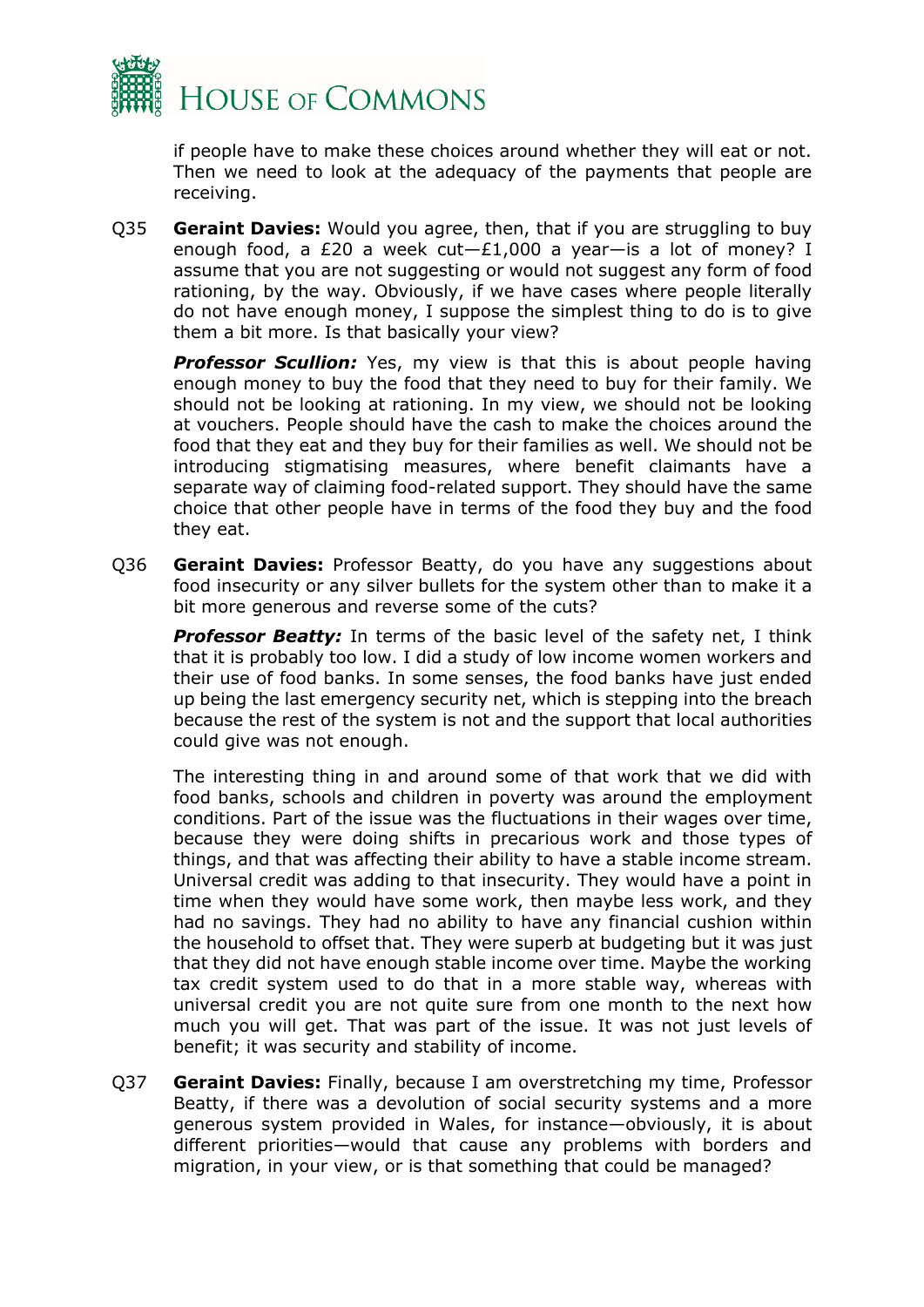if people have to make these choices around whether they will eat or not. Then we need to look at the adequacy of the payments that people are receiving.

Q35 **Geraint Davies:** Would you agree, then, that if you are struggling to buy enough food, a £20 a week cut—£1,000 a year—is a lot of money? I assume that you are not suggesting or would not suggest any form of food rationing, by the way. Obviously, if we have cases where people literally do not have enough money, I suppose the simplest thing to do is to give them a bit more. Is that basically your view?

***Professor Scullion:*** Yes, my view is that this is about people having enough money to buy the food that they need to buy for their family. We should not be looking at rationing. In my view, we should not be looking at vouchers. People should have the cash to make the choices around the food that they eat and they buy for their families as well. We should not be introducing stigmatising measures, where benefit claimants have a separate way of claiming food-related support. They should have the same choice that other people have in terms of the food they buy and the food they eat.

Q36 **Geraint Davies:** Professor Beatty, do you have any suggestions about food insecurity or any silver bullets for the system other than to make it a bit more generous and reverse some of the cuts?

***Professor Beatty:*** In terms of the basic level of the safety net, I think that it is probably too low. I did a study of low income women workers and their use of food banks. In some senses, the food banks have just ended up being the last emergency security net, which is stepping into the breach because the rest of the system is not and the support that local authorities could give was not enough.

The interesting thing in and around some of that work that we did with food banks, schools and children in poverty was around the employment conditions. Part of the issue was the fluctuations in their wages over time, because they were doing shifts in precarious work and those types of things, and that was affecting their ability to have a stable income stream. Universal credit was adding to that insecurity. They would have a point in time when they would have some work, then maybe less work, and they had no savings. They had no ability to have any financial cushion within the household to offset that. They were superb at budgeting but it was just that they did not have enough stable income over time. Maybe the working tax credit system used to do that in a more stable way, whereas with universal credit you are not quite sure from one month to the next how much you will get. That was part of the issue. It was not just levels of benefit; it was security and stability of income.

Q37 **Geraint Davies:** Finally, because I am overstretching my time, Professor Beatty, if there was a devolution of social security systems and a more generous system provided in Wales, for instance—obviously, it is about different priorities—would that cause any problems with borders and migration, in your view, or is that something that could be managed?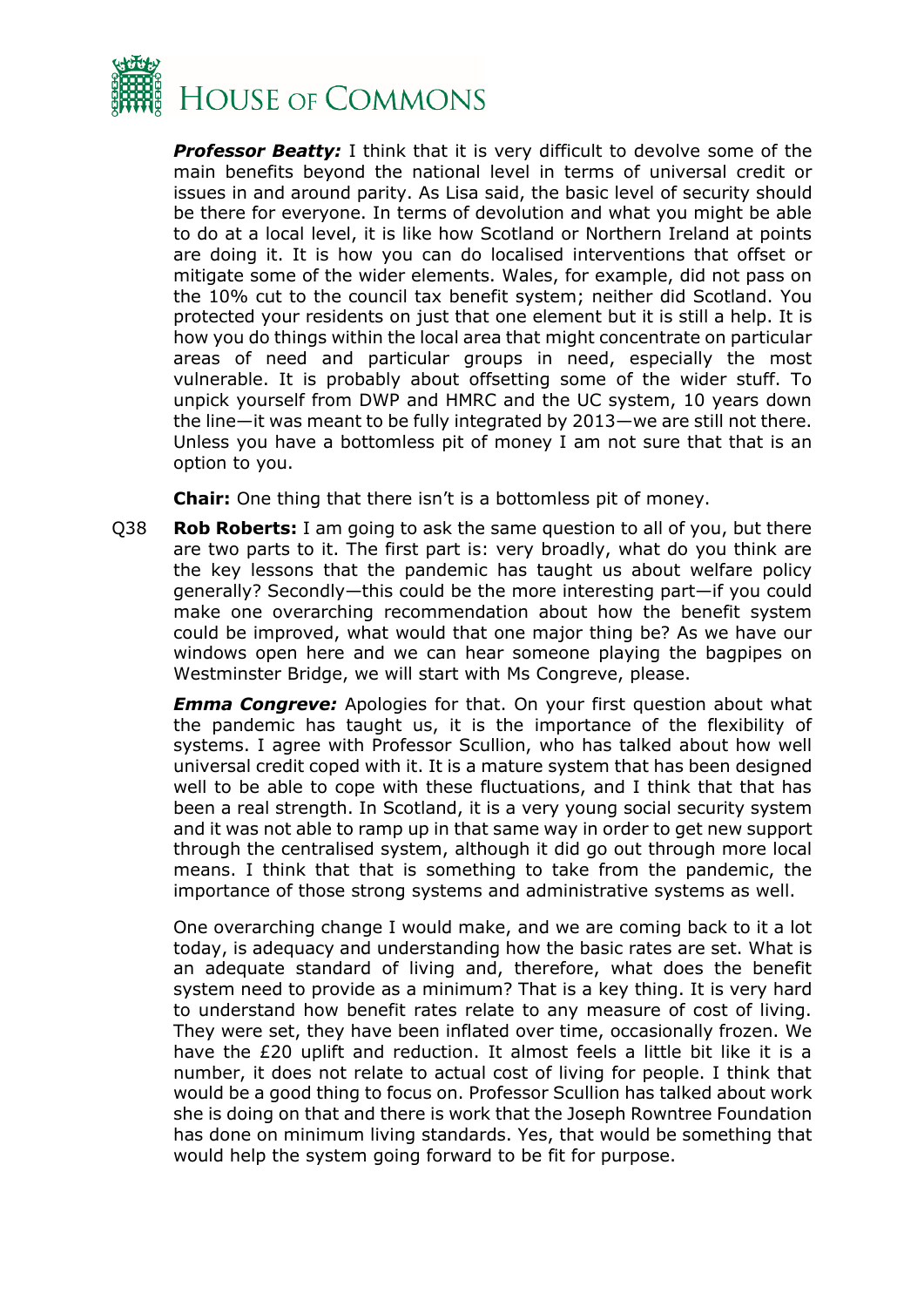***Professor Beatty:*** I think that it is very difficult to devolve some of the main benefits beyond the national level in terms of universal credit or issues in and around parity. As Lisa said, the basic level of security should be there for everyone. In terms of devolution and what you might be able to do at a local level, it is like how Scotland or Northern Ireland at points are doing it. It is how you can do localised interventions that offset or mitigate some of the wider elements. Wales, for example, did not pass on the 10% cut to the council tax benefit system; neither did Scotland. You protected your residents on just that one element but it is still a help. It is how you do things within the local area that might concentrate on particular areas of need and particular groups in need, especially the most vulnerable. It is probably about offsetting some of the wider stuff. To unpick yourself from DWP and HMRC and the UC system, 10 years down the line—it was meant to be fully integrated by 2013—we are still not there. Unless you have a bottomless pit of money I am not sure that that is an option to you.

**Chair:** One thing that there isn't is a bottomless pit of money.

Q38 **Rob Roberts:** I am going to ask the same question to all of you, but there are two parts to it. The first part is: very broadly, what do you think are the key lessons that the pandemic has taught us about welfare policy generally? Secondly—this could be the more interesting part—if you could make one overarching recommendation about how the benefit system could be improved, what would that one major thing be? As we have our windows open here and we can hear someone playing the bagpipes on Westminster Bridge, we will start with Ms Congreve, please.

***Emma Congreve:*** Apologies for that. On your first question about what the pandemic has taught us, it is the importance of the flexibility of systems. I agree with Professor Scullion, who has talked about how well universal credit coped with it. It is a mature system that has been designed well to be able to cope with these fluctuations, and I think that that has been a real strength. In Scotland, it is a very young social security system and it was not able to ramp up in that same way in order to get new support through the centralised system, although it did go out through more local means. I think that that is something to take from the pandemic, the importance of those strong systems and administrative systems as well.

One overarching change I would make, and we are coming back to it a lot today, is adequacy and understanding how the basic rates are set. What is an adequate standard of living and, therefore, what does the benefit system need to provide as a minimum? That is a key thing. It is very hard to understand how benefit rates relate to any measure of cost of living. They were set, they have been inflated over time, occasionally frozen. We have the £20 uplift and reduction. It almost feels a little bit like it is a number, it does not relate to actual cost of living for people. I think that would be a good thing to focus on. Professor Scullion has talked about work she is doing on that and there is work that the Joseph Rowntree Foundation has done on minimum living standards. Yes, that would be something that would help the system going forward to be fit for purpose.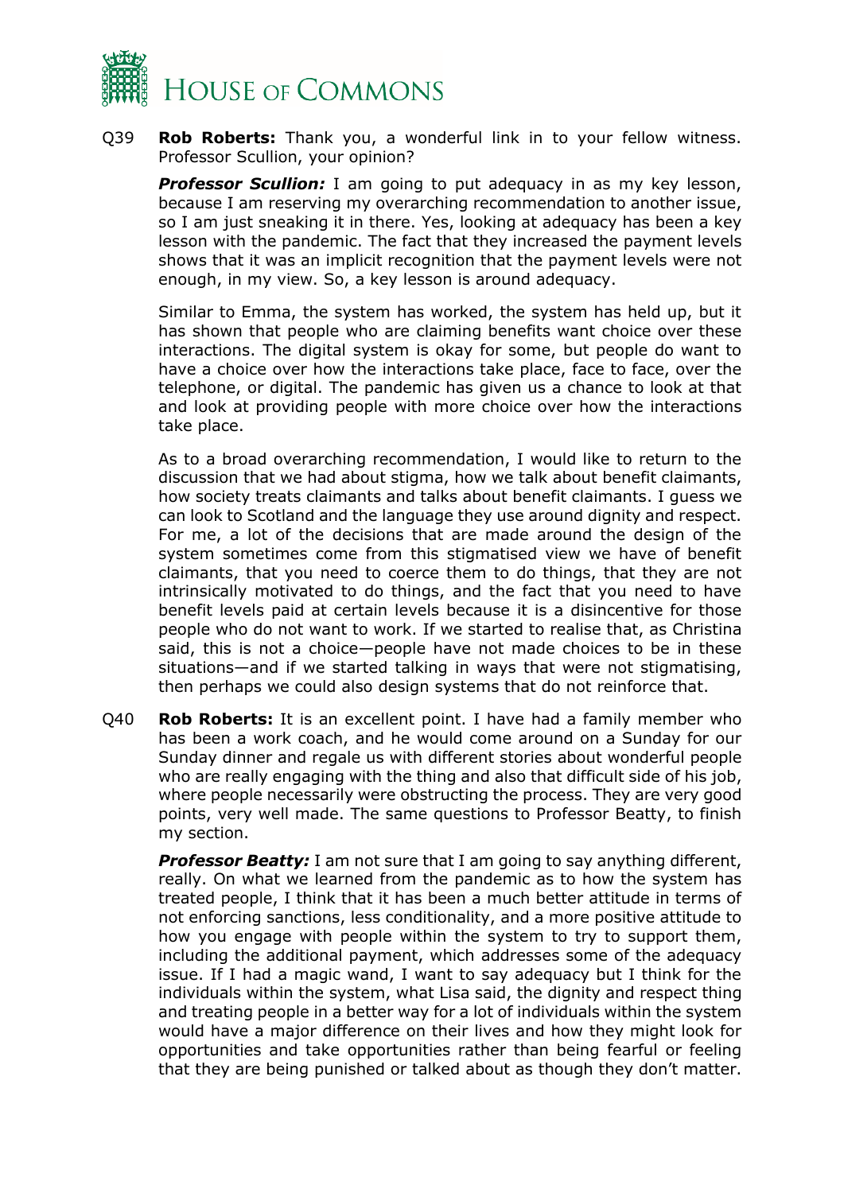Q39 **Rob Roberts:** Thank you, a wonderful link in to your fellow witness. Professor Scullion, your opinion?

***Professor Scullion:*** I am going to put adequacy in as my key lesson, because I am reserving my overarching recommendation to another issue, so I am just sneaking it in there. Yes, looking at adequacy has been a key lesson with the pandemic. The fact that they increased the payment levels shows that it was an implicit recognition that the payment levels were not enough, in my view. So, a key lesson is around adequacy.

Similar to Emma, the system has worked, the system has held up, but it has shown that people who are claiming benefits want choice over these interactions. The digital system is okay for some, but people do want to have a choice over how the interactions take place, face to face, over the telephone, or digital. The pandemic has given us a chance to look at that and look at providing people with more choice over how the interactions take place.

As to a broad overarching recommendation, I would like to return to the discussion that we had about stigma, how we talk about benefit claimants, how society treats claimants and talks about benefit claimants. I guess we can look to Scotland and the language they use around dignity and respect. For me, a lot of the decisions that are made around the design of the system sometimes come from this stigmatised view we have of benefit claimants, that you need to coerce them to do things, that they are not intrinsically motivated to do things, and the fact that you need to have benefit levels paid at certain levels because it is a disincentive for those people who do not want to work. If we started to realise that, as Christina said, this is not a choice—people have not made choices to be in these situations—and if we started talking in ways that were not stigmatising, then perhaps we could also design systems that do not reinforce that.

Q40 **Rob Roberts:** It is an excellent point. I have had a family member who has been a work coach, and he would come around on a Sunday for our Sunday dinner and regale us with different stories about wonderful people who are really engaging with the thing and also that difficult side of his job, where people necessarily were obstructing the process. They are very good points, very well made. The same questions to Professor Beatty, to finish my section.

***Professor Beatty:*** I am not sure that I am going to say anything different, really. On what we learned from the pandemic as to how the system has treated people, I think that it has been a much better attitude in terms of not enforcing sanctions, less conditionality, and a more positive attitude to how you engage with people within the system to try to support them, including the additional payment, which addresses some of the adequacy issue. If I had a magic wand, I want to say adequacy but I think for the individuals within the system, what Lisa said, the dignity and respect thing and treating people in a better way for a lot of individuals within the system would have a major difference on their lives and how they might look for opportunities and take opportunities rather than being fearful or feeling that they are being punished or talked about as though they don't matter.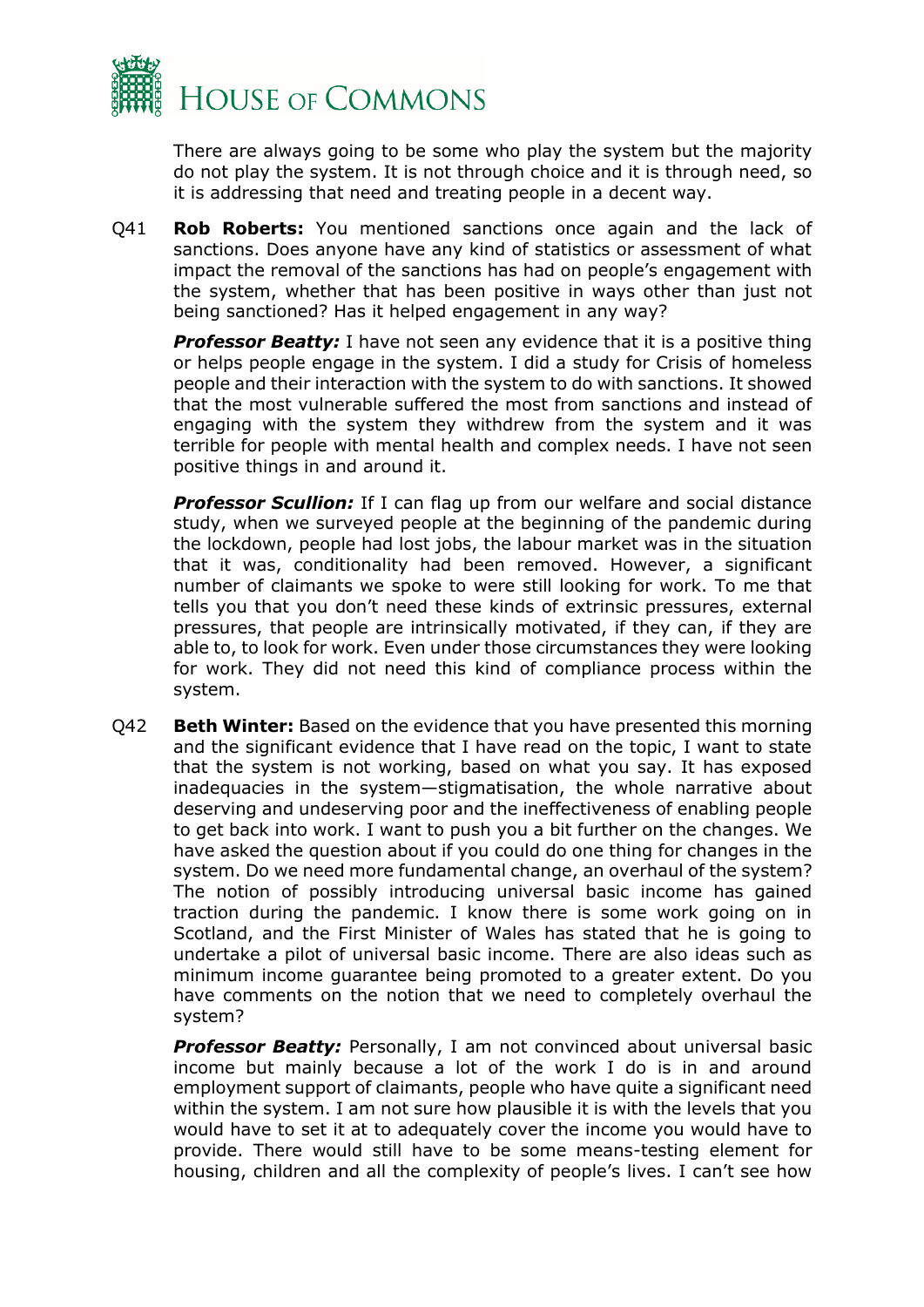There are always going to be some who play the system but the majority do not play the system. It is not through choice and it is through need, so it is addressing that need and treating people in a decent way.

Q41 **Rob Roberts:** You mentioned sanctions once again and the lack of sanctions. Does anyone have any kind of statistics or assessment of what impact the removal of the sanctions has had on people's engagement with the system, whether that has been positive in ways other than just not being sanctioned? Has it helped engagement in any way?

***Professor Beatty:*** I have not seen any evidence that it is a positive thing or helps people engage in the system. I did a study for Crisis of homeless people and their interaction with the system to do with sanctions. It showed that the most vulnerable suffered the most from sanctions and instead of engaging with the system they withdrew from the system and it was terrible for people with mental health and complex needs. I have not seen positive things in and around it.

***Professor Scullion:*** If I can flag up from our welfare and social distance study, when we surveyed people at the beginning of the pandemic during the lockdown, people had lost jobs, the labour market was in the situation that it was, conditionality had been removed. However, a significant number of claimants we spoke to were still looking for work. To me that tells you that you don't need these kinds of extrinsic pressures, external pressures, that people are intrinsically motivated, if they can, if they are able to, to look for work. Even under those circumstances they were looking for work. They did not need this kind of compliance process within the system.

Q42 **Beth Winter:** Based on the evidence that you have presented this morning and the significant evidence that I have read on the topic, I want to state that the system is not working, based on what you say. It has exposed inadequacies in the system—stigmatisation, the whole narrative about deserving and undeserving poor and the ineffectiveness of enabling people to get back into work. I want to push you a bit further on the changes. We have asked the question about if you could do one thing for changes in the system. Do we need more fundamental change, an overhaul of the system? The notion of possibly introducing universal basic income has gained traction during the pandemic. I know there is some work going on in Scotland, and the First Minister of Wales has stated that he is going to undertake a pilot of universal basic income. There are also ideas such as minimum income guarantee being promoted to a greater extent. Do you have comments on the notion that we need to completely overhaul the system?

***Professor Beatty:*** Personally, I am not convinced about universal basic income but mainly because a lot of the work I do is in and around employment support of claimants, people who have quite a significant need within the system. I am not sure how plausible it is with the levels that you would have to set it at to adequately cover the income you would have to provide. There would still have to be some means-testing element for housing, children and all the complexity of people's lives. I can't see how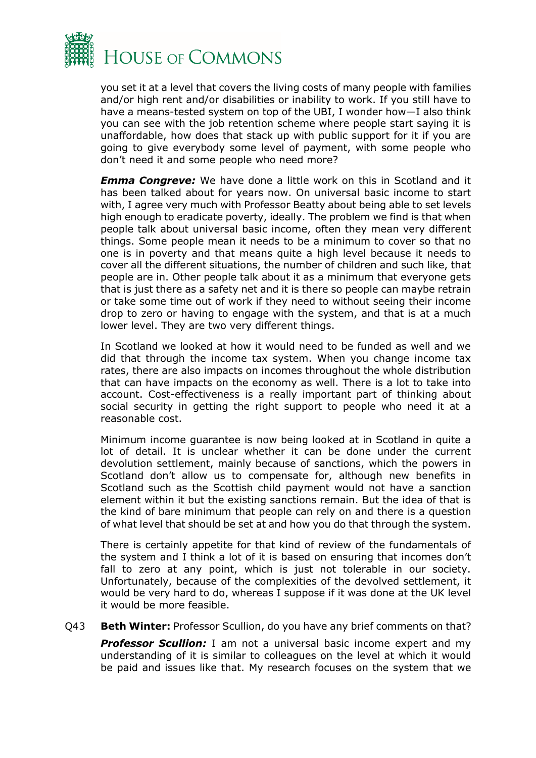you set it at a level that covers the living costs of many people with families and/or high rent and/or disabilities or inability to work. If you still have to have a means-tested system on top of the UBI, I wonder how—I also think you can see with the job retention scheme where people start saying it is unaffordable, how does that stack up with public support for it if you are going to give everybody some level of payment, with some people who don't need it and some people who need more?

***Emma Congreve:*** We have done a little work on this in Scotland and it has been talked about for years now. On universal basic income to start with, I agree very much with Professor Beatty about being able to set levels high enough to eradicate poverty, ideally. The problem we find is that when people talk about universal basic income, often they mean very different things. Some people mean it needs to be a minimum to cover so that no one is in poverty and that means quite a high level because it needs to cover all the different situations, the number of children and such like, that people are in. Other people talk about it as a minimum that everyone gets that is just there as a safety net and it is there so people can maybe retrain or take some time out of work if they need to without seeing their income drop to zero or having to engage with the system, and that is at a much lower level. They are two very different things.

In Scotland we looked at how it would need to be funded as well and we did that through the income tax system. When you change income tax rates, there are also impacts on incomes throughout the whole distribution that can have impacts on the economy as well. There is a lot to take into account. Cost-effectiveness is a really important part of thinking about social security in getting the right support to people who need it at a reasonable cost.

Minimum income guarantee is now being looked at in Scotland in quite a lot of detail. It is unclear whether it can be done under the current devolution settlement, mainly because of sanctions, which the powers in Scotland don't allow us to compensate for, although new benefits in Scotland such as the Scottish child payment would not have a sanction element within it but the existing sanctions remain. But the idea of that is the kind of bare minimum that people can rely on and there is a question of what level that should be set at and how you do that through the system.

There is certainly appetite for that kind of review of the fundamentals of the system and I think a lot of it is based on ensuring that incomes don't fall to zero at any point, which is just not tolerable in our society. Unfortunately, because of the complexities of the devolved settlement, it would be very hard to do, whereas I suppose if it was done at the UK level it would be more feasible.

Q43 **Beth Winter:** Professor Scullion, do you have any brief comments on that?

***Professor Scullion:*** I am not a universal basic income expert and my understanding of it is similar to colleagues on the level at which it would be paid and issues like that. My research focuses on the system that we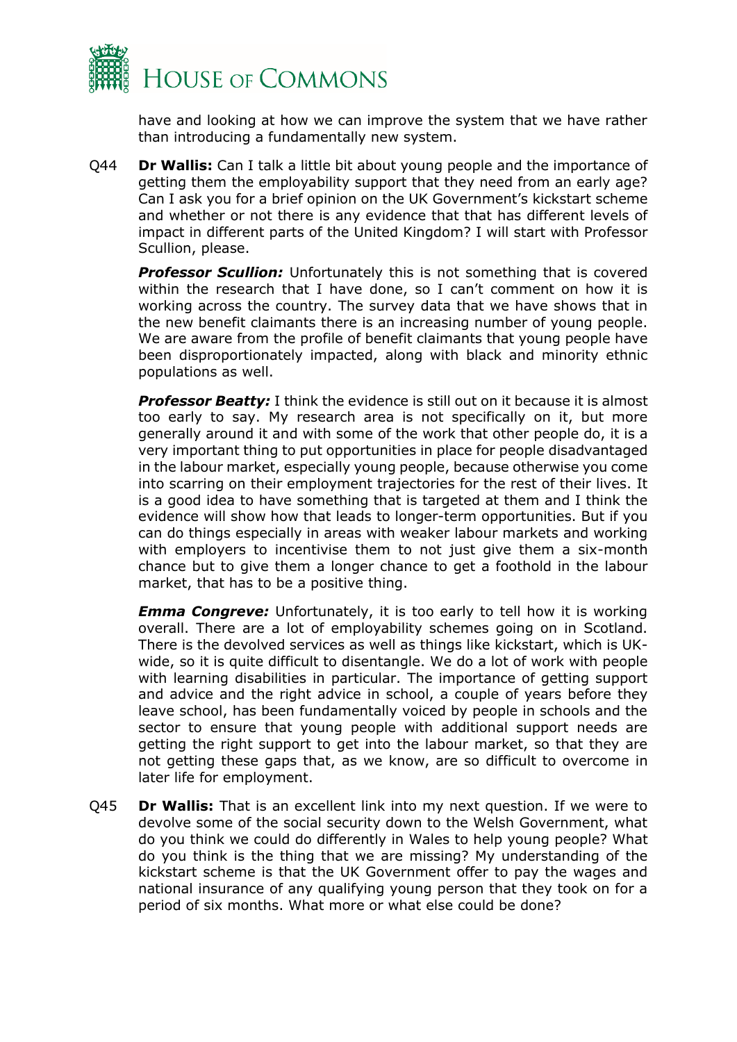have and looking at how we can improve the system that we have rather than introducing a fundamentally new system.

Q44 **Dr Wallis:** Can I talk a little bit about young people and the importance of getting them the employability support that they need from an early age? Can I ask you for a brief opinion on the UK Government's kickstart scheme and whether or not there is any evidence that that has different levels of impact in different parts of the United Kingdom? I will start with Professor Scullion, please.

***Professor Scullion:*** Unfortunately this is not something that is covered within the research that I have done, so I can't comment on how it is working across the country. The survey data that we have shows that in the new benefit claimants there is an increasing number of young people. We are aware from the profile of benefit claimants that young people have been disproportionately impacted, along with black and minority ethnic populations as well.

***Professor Beatty:*** I think the evidence is still out on it because it is almost too early to say. My research area is not specifically on it, but more generally around it and with some of the work that other people do, it is a very important thing to put opportunities in place for people disadvantaged in the labour market, especially young people, because otherwise you come into scarring on their employment trajectories for the rest of their lives. It is a good idea to have something that is targeted at them and I think the evidence will show how that leads to longer-term opportunities. But if you can do things especially in areas with weaker labour markets and working with employers to incentivise them to not just give them a six-month chance but to give them a longer chance to get a foothold in the labour market, that has to be a positive thing.

***Emma Congreve:*** Unfortunately, it is too early to tell how it is working overall. There are a lot of employability schemes going on in Scotland. There is the devolved services as well as things like kickstart, which is UK-wide, so it is quite difficult to disentangle. We do a lot of work with people with learning disabilities in particular. The importance of getting support and advice and the right advice in school, a couple of years before they leave school, has been fundamentally voiced by people in schools and the sector to ensure that young people with additional support needs are getting the right support to get into the labour market, so that they are not getting these gaps that, as we know, are so difficult to overcome in later life for employment.

Q45 **Dr Wallis:** That is an excellent link into my next question. If we were to devolve some of the social security down to the Welsh Government, what do you think we could do differently in Wales to help young people? What do you think is the thing that we are missing? My understanding of the kickstart scheme is that the UK Government offer to pay the wages and national insurance of any qualifying young person that they took on for a period of six months. What more or what else could be done?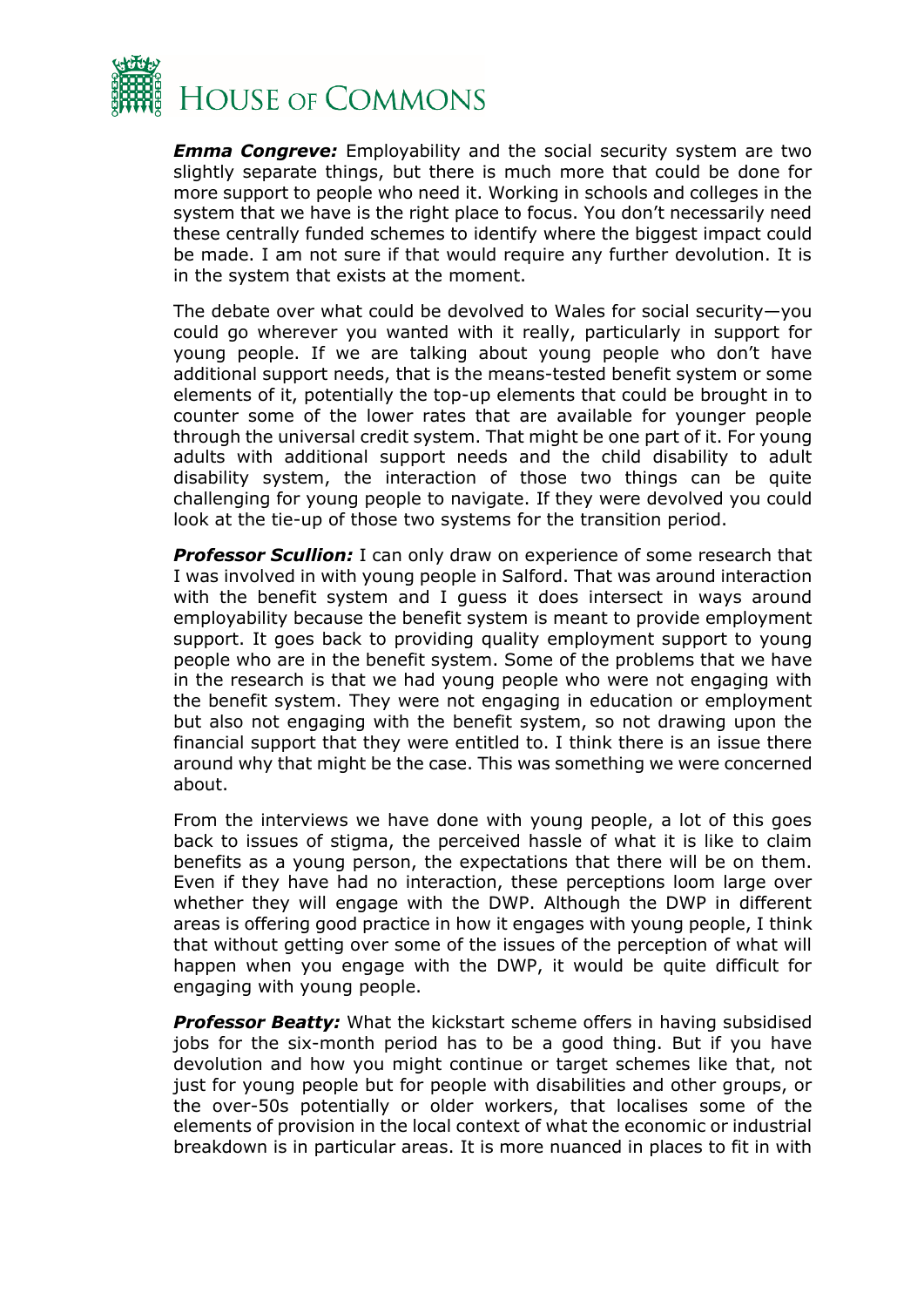***Emma Congreve:*** Employability and the social security system are two slightly separate things, but there is much more that could be done for more support to people who need it. Working in schools and colleges in the system that we have is the right place to focus. You don't necessarily need these centrally funded schemes to identify where the biggest impact could be made. I am not sure if that would require any further devolution. It is in the system that exists at the moment.

The debate over what could be devolved to Wales for social security—you could go wherever you wanted with it really, particularly in support for young people. If we are talking about young people who don't have additional support needs, that is the means-tested benefit system or some elements of it, potentially the top-up elements that could be brought in to counter some of the lower rates that are available for younger people through the universal credit system. That might be one part of it. For young adults with additional support needs and the child disability to adult disability system, the interaction of those two things can be quite challenging for young people to navigate. If they were devolved you could look at the tie-up of those two systems for the transition period.

***Professor Scullion:*** I can only draw on experience of some research that I was involved in with young people in Salford. That was around interaction with the benefit system and I guess it does intersect in ways around employability because the benefit system is meant to provide employment support. It goes back to providing quality employment support to young people who are in the benefit system. Some of the problems that we have in the research is that we had young people who were not engaging with the benefit system. They were not engaging in education or employment but also not engaging with the benefit system, so not drawing upon the financial support that they were entitled to. I think there is an issue there around why that might be the case. This was something we were concerned about.

From the interviews we have done with young people, a lot of this goes back to issues of stigma, the perceived hassle of what it is like to claim benefits as a young person, the expectations that there will be on them. Even if they have had no interaction, these perceptions loom large over whether they will engage with the DWP. Although the DWP in different areas is offering good practice in how it engages with young people, I think that without getting over some of the issues of the perception of what will happen when you engage with the DWP, it would be quite difficult for engaging with young people.

***Professor Beatty:*** What the kickstart scheme offers in having subsidised jobs for the six-month period has to be a good thing. But if you have devolution and how you might continue or target schemes like that, not just for young people but for people with disabilities and other groups, or the over-50s potentially or older workers, that localises some of the elements of provision in the local context of what the economic or industrial breakdown is in particular areas. It is more nuanced in places to fit in with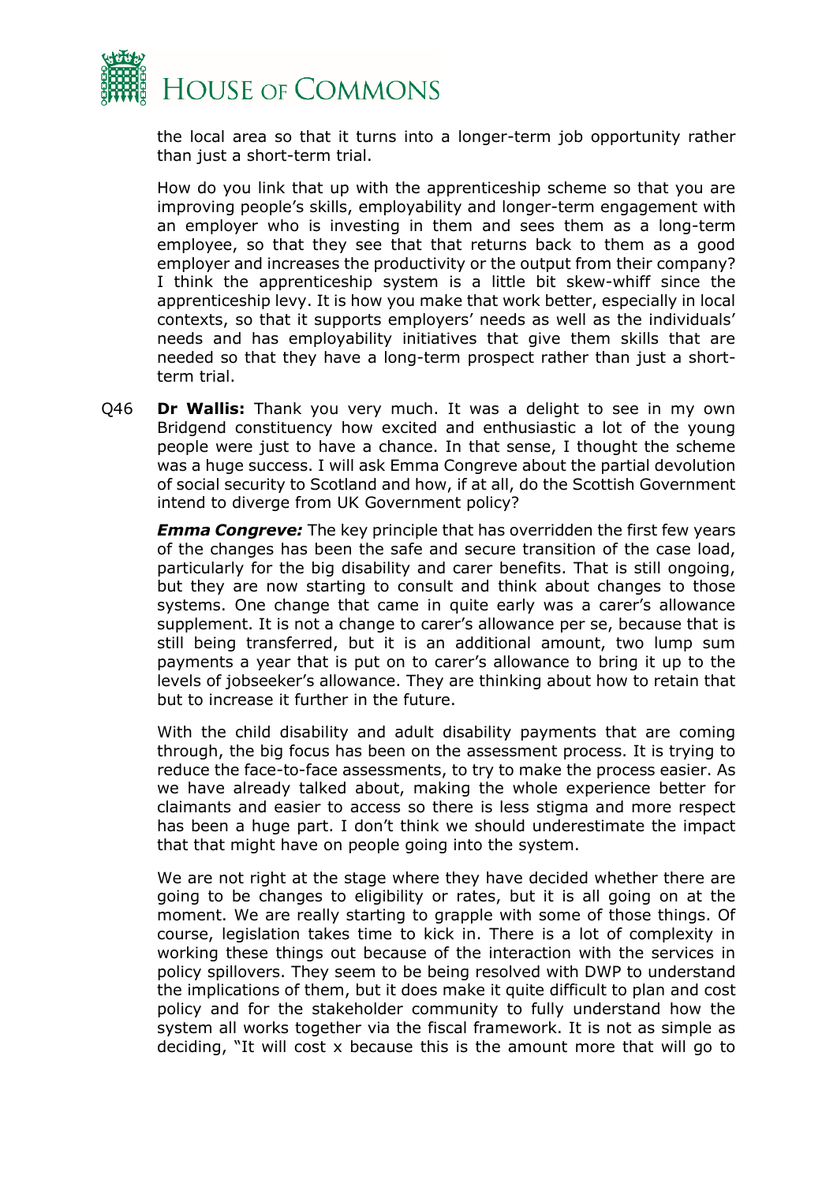the local area so that it turns into a longer-term job opportunity rather than just a short-term trial.

How do you link that up with the apprenticeship scheme so that you are improving people's skills, employability and longer-term engagement with an employer who is investing in them and sees them as a long-term employee, so that they see that that returns back to them as a good employer and increases the productivity or the output from their company? I think the apprenticeship system is a little bit skew-whiff since the apprenticeship levy. It is how you make that work better, especially in local contexts, so that it supports employers' needs as well as the individuals' needs and has employability initiatives that give them skills that are needed so that they have a long-term prospect rather than just a short-term trial.

Q46 **Dr Wallis:** Thank you very much. It was a delight to see in my own Bridgend constituency how excited and enthusiastic a lot of the young people were just to have a chance. In that sense, I thought the scheme was a huge success. I will ask Emma Congreve about the partial devolution of social security to Scotland and how, if at all, do the Scottish Government intend to diverge from UK Government policy?

***Emma Congreve:*** The key principle that has overridden the first few years of the changes has been the safe and secure transition of the case load, particularly for the big disability and carer benefits. That is still ongoing, but they are now starting to consult and think about changes to those systems. One change that came in quite early was a carer's allowance supplement. It is not a change to carer's allowance per se, because that is still being transferred, but it is an additional amount, two lump sum payments a year that is put on to carer's allowance to bring it up to the levels of jobseeker's allowance. They are thinking about how to retain that but to increase it further in the future.

With the child disability and adult disability payments that are coming through, the big focus has been on the assessment process. It is trying to reduce the face-to-face assessments, to try to make the process easier. As we have already talked about, making the whole experience better for claimants and easier to access so there is less stigma and more respect has been a huge part. I don't think we should underestimate the impact that that might have on people going into the system.

We are not right at the stage where they have decided whether there are going to be changes to eligibility or rates, but it is all going on at the moment. We are really starting to grapple with some of those things. Of course, legislation takes time to kick in. There is a lot of complexity in working these things out because of the interaction with the services in policy spillovers. They seem to be being resolved with DWP to understand the implications of them, but it does make it quite difficult to plan and cost policy and for the stakeholder community to fully understand how the system all works together via the fiscal framework. It is not as simple as deciding, "It will cost x because this is the amount more that will go to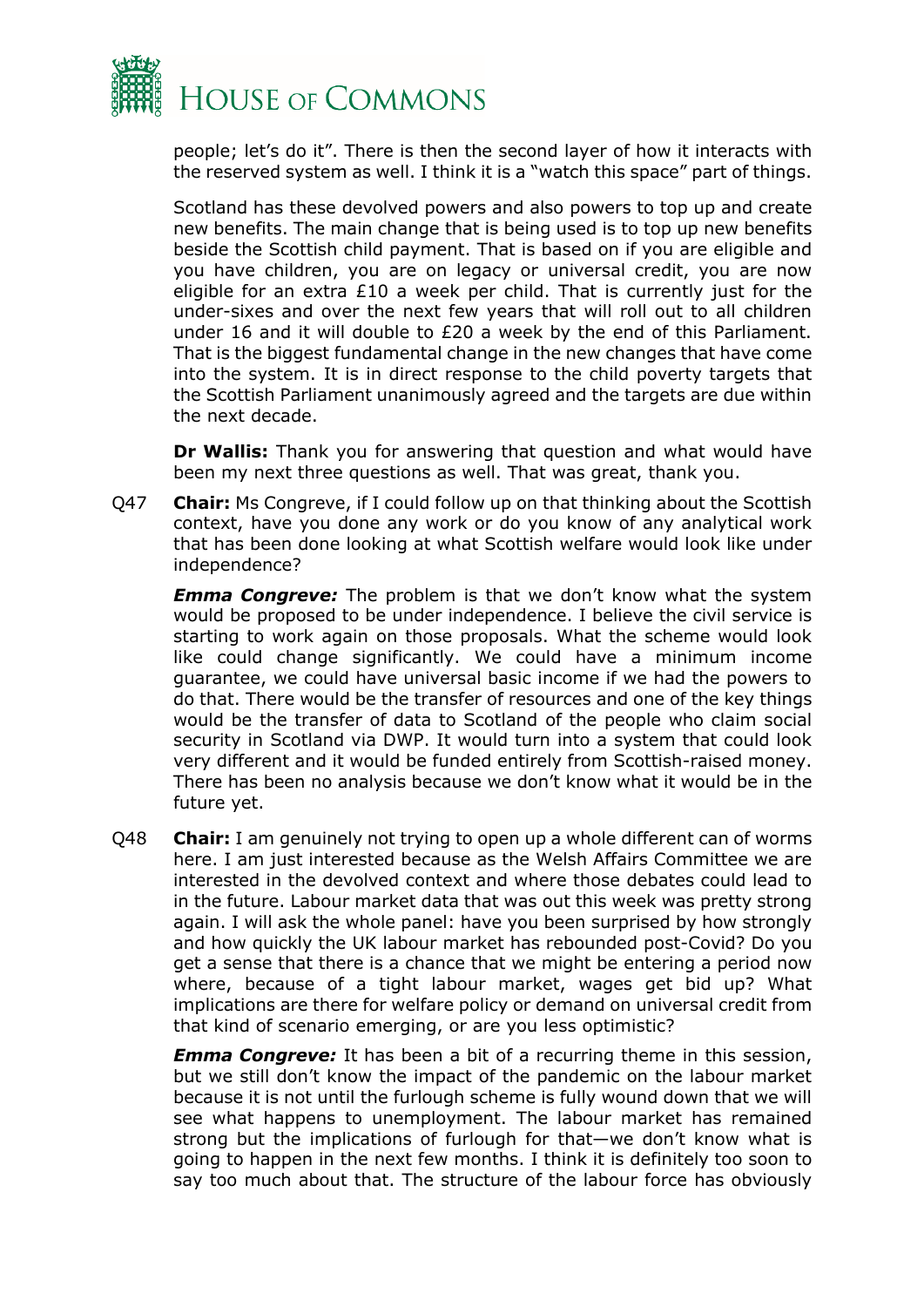people; let's do it". There is then the second layer of how it interacts with the reserved system as well. I think it is a "watch this space" part of things.

Scotland has these devolved powers and also powers to top up and create new benefits. The main change that is being used is to top up new benefits beside the Scottish child payment. That is based on if you are eligible and you have children, you are on legacy or universal credit, you are now eligible for an extra £10 a week per child. That is currently just for the under-sixes and over the next few years that will roll out to all children under 16 and it will double to £20 a week by the end of this Parliament. That is the biggest fundamental change in the new changes that have come into the system. It is in direct response to the child poverty targets that the Scottish Parliament unanimously agreed and the targets are due within the next decade.

**Dr Wallis:** Thank you for answering that question and what would have been my next three questions as well. That was great, thank you.

Q47 **Chair:** Ms Congreve, if I could follow up on that thinking about the Scottish context, have you done any work or do you know of any analytical work that has been done looking at what Scottish welfare would look like under independence?

***Emma Congreve:*** The problem is that we don't know what the system would be proposed to be under independence. I believe the civil service is starting to work again on those proposals. What the scheme would look like could change significantly. We could have a minimum income guarantee, we could have universal basic income if we had the powers to do that. There would be the transfer of resources and one of the key things would be the transfer of data to Scotland of the people who claim social security in Scotland via DWP. It would turn into a system that could look very different and it would be funded entirely from Scottish-raised money. There has been no analysis because we don't know what it would be in the future yet.

Q48 **Chair:** I am genuinely not trying to open up a whole different can of worms here. I am just interested because as the Welsh Affairs Committee we are interested in the devolved context and where those debates could lead to in the future. Labour market data that was out this week was pretty strong again. I will ask the whole panel: have you been surprised by how strongly and how quickly the UK labour market has rebounded post-Covid? Do you get a sense that there is a chance that we might be entering a period now where, because of a tight labour market, wages get bid up? What implications are there for welfare policy or demand on universal credit from that kind of scenario emerging, or are you less optimistic?

***Emma Congreve:*** It has been a bit of a recurring theme in this session, but we still don't know the impact of the pandemic on the labour market because it is not until the furlough scheme is fully wound down that we will see what happens to unemployment. The labour market has remained strong but the implications of furlough for that—we don't know what is going to happen in the next few months. I think it is definitely too soon to say too much about that. The structure of the labour force has obviously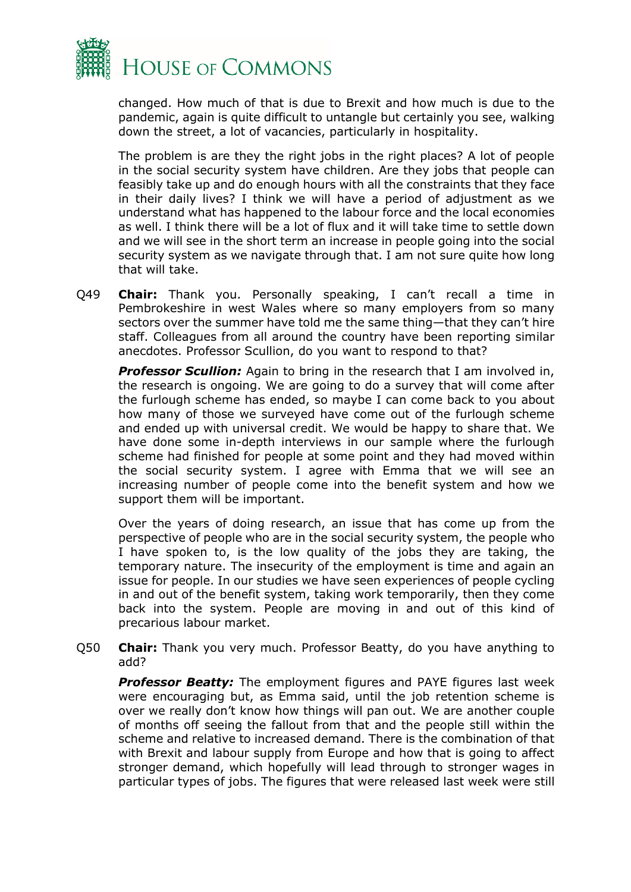changed. How much of that is due to Brexit and how much is due to the pandemic, again is quite difficult to untangle but certainly you see, walking down the street, a lot of vacancies, particularly in hospitality.

The problem is are they the right jobs in the right places? A lot of people in the social security system have children. Are they jobs that people can feasibly take up and do enough hours with all the constraints that they face in their daily lives? I think we will have a period of adjustment as we understand what has happened to the labour force and the local economies as well. I think there will be a lot of flux and it will take time to settle down and we will see in the short term an increase in people going into the social security system as we navigate through that. I am not sure quite how long that will take.

Q49 **Chair:** Thank you. Personally speaking, I can't recall a time in Pembrokeshire in west Wales where so many employers from so many sectors over the summer have told me the same thing—that they can't hire staff. Colleagues from all around the country have been reporting similar anecdotes. Professor Scullion, do you want to respond to that?

***Professor Scullion:*** Again to bring in the research that I am involved in, the research is ongoing. We are going to do a survey that will come after the furlough scheme has ended, so maybe I can come back to you about how many of those we surveyed have come out of the furlough scheme and ended up with universal credit. We would be happy to share that. We have done some in-depth interviews in our sample where the furlough scheme had finished for people at some point and they had moved within the social security system. I agree with Emma that we will see an increasing number of people come into the benefit system and how we support them will be important.

Over the years of doing research, an issue that has come up from the perspective of people who are in the social security system, the people who I have spoken to, is the low quality of the jobs they are taking, the temporary nature. The insecurity of the employment is time and again an issue for people. In our studies we have seen experiences of people cycling in and out of the benefit system, taking work temporarily, then they come back into the system. People are moving in and out of this kind of precarious labour market.

Q50 **Chair:** Thank you very much. Professor Beatty, do you have anything to add?

***Professor Beatty:*** The employment figures and PAYE figures last week were encouraging but, as Emma said, until the job retention scheme is over we really don't know how things will pan out. We are another couple of months off seeing the fallout from that and the people still within the scheme and relative to increased demand. There is the combination of that with Brexit and labour supply from Europe and how that is going to affect stronger demand, which hopefully will lead through to stronger wages in particular types of jobs. The figures that were released last week were still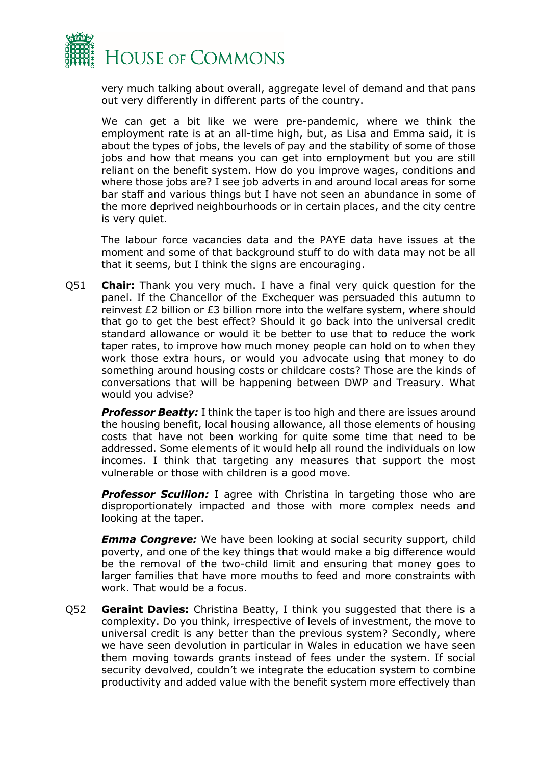very much talking about overall, aggregate level of demand and that pans out very differently in different parts of the country.

We can get a bit like we were pre-pandemic, where we think the employment rate is at an all-time high, but, as Lisa and Emma said, it is about the types of jobs, the levels of pay and the stability of some of those jobs and how that means you can get into employment but you are still reliant on the benefit system. How do you improve wages, conditions and where those jobs are? I see job adverts in and around local areas for some bar staff and various things but I have not seen an abundance in some of the more deprived neighbourhoods or in certain places, and the city centre is very quiet.

The labour force vacancies data and the PAYE data have issues at the moment and some of that background stuff to do with data may not be all that it seems, but I think the signs are encouraging.

Q51 **Chair:** Thank you very much. I have a final very quick question for the panel. If the Chancellor of the Exchequer was persuaded this autumn to reinvest £2 billion or £3 billion more into the welfare system, where should that go to get the best effect? Should it go back into the universal credit standard allowance or would it be better to use that to reduce the work taper rates, to improve how much money people can hold on to when they work those extra hours, or would you advocate using that money to do something around housing costs or childcare costs? Those are the kinds of conversations that will be happening between DWP and Treasury. What would you advise?

***Professor Beatty:*** I think the taper is too high and there are issues around the housing benefit, local housing allowance, all those elements of housing costs that have not been working for quite some time that need to be addressed. Some elements of it would help all round the individuals on low incomes. I think that targeting any measures that support the most vulnerable or those with children is a good move.

***Professor Scullion:*** I agree with Christina in targeting those who are disproportionately impacted and those with more complex needs and looking at the taper.

***Emma Congreve:*** We have been looking at social security support, child poverty, and one of the key things that would make a big difference would be the removal of the two-child limit and ensuring that money goes to larger families that have more mouths to feed and more constraints with work. That would be a focus.

Q52 **Geraint Davies:** Christina Beatty, I think you suggested that there is a complexity. Do you think, irrespective of levels of investment, the move to universal credit is any better than the previous system? Secondly, where we have seen devolution in particular in Wales in education we have seen them moving towards grants instead of fees under the system. If social security devolved, couldn't we integrate the education system to combine productivity and added value with the benefit system more effectively than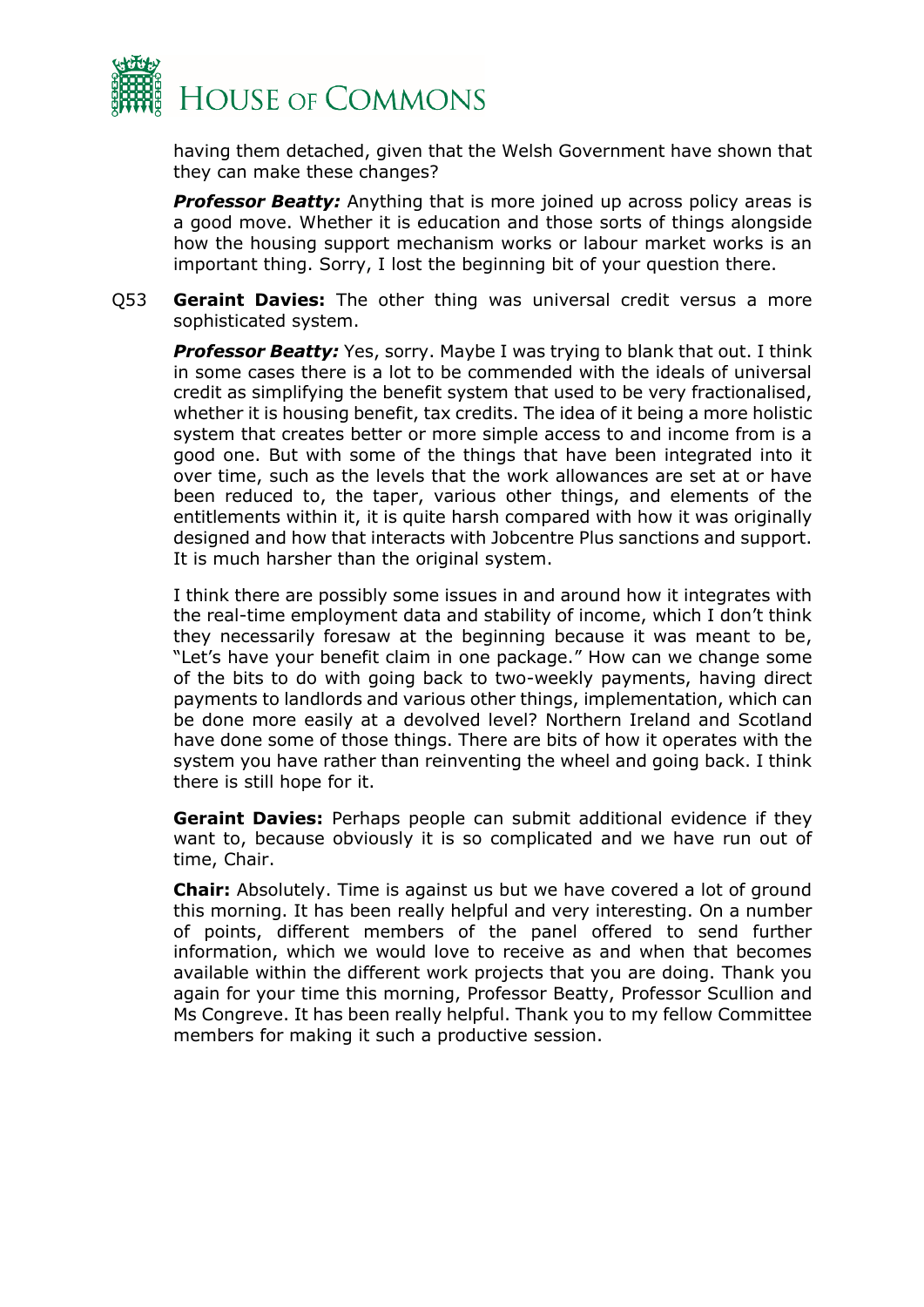having them detached, given that the Welsh Government have shown that they can make these changes?

***Professor Beatty:*** Anything that is more joined up across policy areas is a good move. Whether it is education and those sorts of things alongside how the housing support mechanism works or labour market works is an important thing. Sorry, I lost the beginning bit of your question there.

Q53 **Geraint Davies:** The other thing was universal credit versus a more sophisticated system.

***Professor Beatty:*** Yes, sorry. Maybe I was trying to blank that out. I think in some cases there is a lot to be commended with the ideals of universal credit as simplifying the benefit system that used to be very fractionalised, whether it is housing benefit, tax credits. The idea of it being a more holistic system that creates better or more simple access to and income from is a good one. But with some of the things that have been integrated into it over time, such as the levels that the work allowances are set at or have been reduced to, the taper, various other things, and elements of the entitlements within it, it is quite harsh compared with how it was originally designed and how that interacts with Jobcentre Plus sanctions and support. It is much harsher than the original system.

I think there are possibly some issues in and around how it integrates with the real-time employment data and stability of income, which I don't think they necessarily foresaw at the beginning because it was meant to be, "Let's have your benefit claim in one package." How can we change some of the bits to do with going back to two-weekly payments, having direct payments to landlords and various other things, implementation, which can be done more easily at a devolved level? Northern Ireland and Scotland have done some of those things. There are bits of how it operates with the system you have rather than reinventing the wheel and going back. I think there is still hope for it.

**Geraint Davies:** Perhaps people can submit additional evidence if they want to, because obviously it is so complicated and we have run out of time, Chair.

**Chair:** Absolutely. Time is against us but we have covered a lot of ground this morning. It has been really helpful and very interesting. On a number of points, different members of the panel offered to send further information, which we would love to receive as and when that becomes available within the different work projects that you are doing. Thank you again for your time this morning, Professor Beatty, Professor Scullion and Ms Congreve. It has been really helpful. Thank you to my fellow Committee members for making it such a productive session.